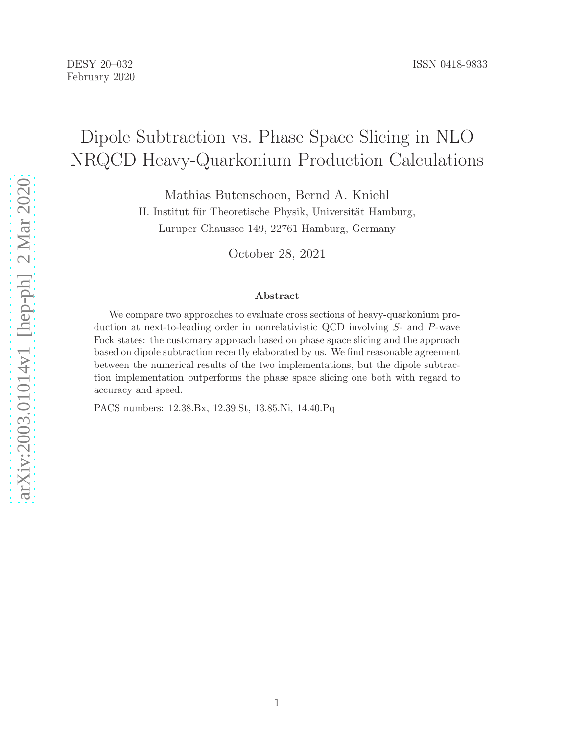DESY 20–032
February 2020

ISSN 0418-9833

# Dipole Subtraction vs. Phase Space Slicing in NLO NRQCD Heavy-Quarkonium Production Calculations

Mathias Butenschoen, Bernd A. Kniehl

II. Institut für Theoretische Physik, Universität Hamburg,
Luruper Chaussee 149, 22761 Hamburg, Germany

October 28, 2021

### Abstract

We compare two approaches to evaluate cross sections of heavy-quarkonium production at next-to-leading order in nonrelativistic QCD involving $S$- and $P$-wave Fock states: the customary approach based on phase space slicing and the approach based on dipole subtraction recently elaborated by us. We find reasonable agreement between the numerical results of the two implementations, but the dipole subtraction implementation outperforms the phase space slicing one both with regard to accuracy and speed.

PACS numbers: 12.38.Bx, 12.39.St, 13.85.Ni, 14.40.Pq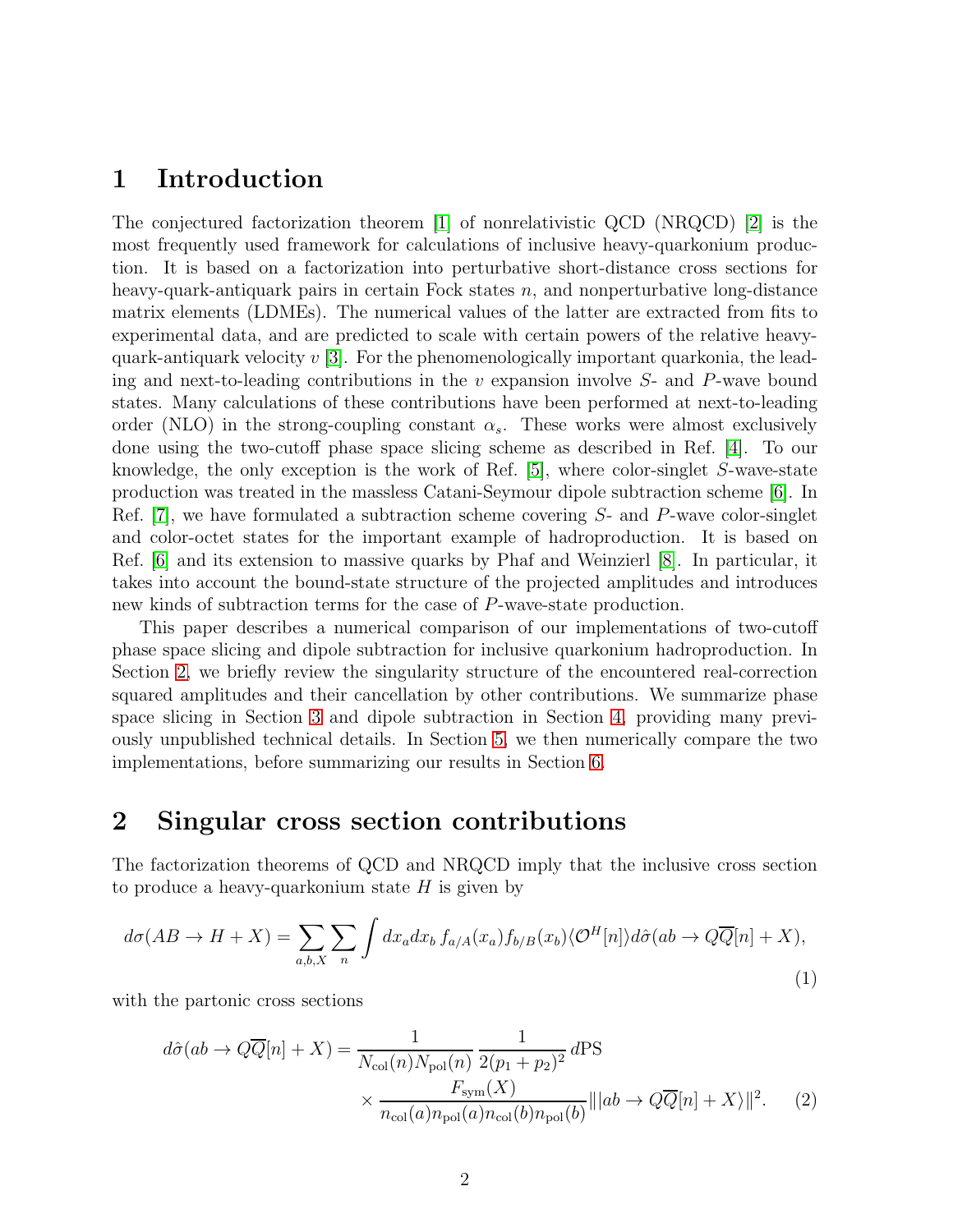# 1 Introduction

The conjectured factorization theorem [1] of nonrelativistic QCD (NRQCD) [2] is the most frequently used framework for calculations of inclusive heavy-quarkonium production. It is based on a factorization into perturbative short-distance cross sections for heavy-quark-antiquark pairs in certain Fock states $n$, and nonperturbative long-distance matrix elements (LDMEs). The numerical values of the latter are extracted from fits to experimental data, and are predicted to scale with certain powers of the relative heavy-quark-antiquark velocity $v$ [3]. For the phenomenologically important quarkonia, the leading and next-to-leading contributions in the $v$ expansion involve $S$- and $P$-wave bound states. Many calculations of these contributions have been performed at next-to-leading order (NLO) in the strong-coupling constant $\alpha_s$. These works were almost exclusively done using the two-cutoff phase space slicing scheme as described in Ref. [4]. To our knowledge, the only exception is the work of Ref. [5], where color-singlet $S$-wave-state production was treated in the massless Catani-Seymour dipole subtraction scheme [6]. In Ref. [7], we have formulated a subtraction scheme covering $S$- and $P$-wave color-singlet and color-octet states for the important example of hadroproduction. It is based on Ref. [6] and its extension to massive quarks by Phaf and Weinzierl [8]. In particular, it takes into account the bound-state structure of the projected amplitudes and introduces new kinds of subtraction terms for the case of $P$-wave-state production.

This paper describes a numerical comparison of our implementations of two-cutoff phase space slicing and dipole subtraction for inclusive quarkonium hadroproduction. In Section 2, we briefly review the singularity structure of the encountered real-correction squared amplitudes and their cancellation by other contributions. We summarize phase space slicing in Section 3 and dipole subtraction in Section 4, providing many previously unpublished technical details. In Section 5, we then numerically compare the two implementations, before summarizing our results in Section 6.

# 2 Singular cross section contributions

The factorization theorems of QCD and NRQCD imply that the inclusive cross section to produce a heavy-quarkonium state $H$ is given by

$$d\sigma(AB \to H + X) = \sum_{a,b,X} \sum_{n} \int dx_a dx_b \, f_{a/A}(x_a) f_{b/B}(x_b) \langle \mathcal{O}^H[n] \rangle d\hat{\sigma}(ab \to Q\overline{Q}[n] + X), \tag{1}$$

with the partonic cross sections

$$d\hat{\sigma}(ab \to Q\overline{Q}[n] + X) = \frac{1}{N_{\mathrm{col}}(n) N_{\mathrm{pol}}(n)} \frac{1}{2(p_1+p_2)^2} \, d\mathrm{PS} \times \frac{F_{\mathrm{sym}}(X)}{n_{\mathrm{col}}(a) n_{\mathrm{pol}}(a) n_{\mathrm{col}}(b) n_{\mathrm{pol}}(b)} \| |ab \to Q\overline{Q}[n] + X\rangle \|^2. \tag{2}$$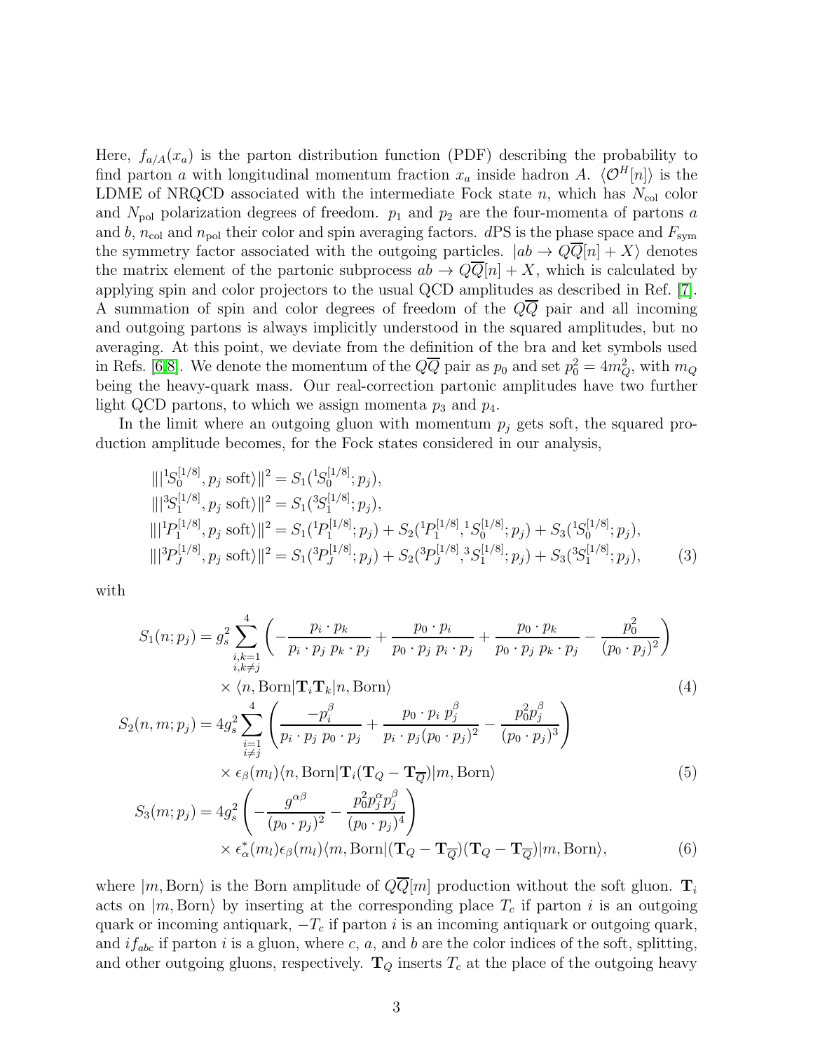Here, $f_{a/A}(x_a)$ is the parton distribution function (PDF) describing the probability to find parton $a$ with longitudinal momentum fraction $x_a$ inside hadron $A$. $\langle \mathcal{O}^H[n]\rangle$ is the LDME of NRQCD associated with the intermediate Fock state $n$, which has $N_{\rm col}$ color and $N_{\rm pol}$ polarization degrees of freedom. $p_1$ and $p_2$ are the four-momenta of partons $a$ and $b$, $n_{\rm col}$ and $n_{\rm pol}$ their color and spin averaging factors. $d$PS is the phase space and $F_{\rm sym}$ the symmetry factor associated with the outgoing particles. $|ab \to Q\overline{Q}[n] + X\rangle$ denotes the matrix element of the partonic subprocess $ab \to Q\overline{Q}[n] + X$, which is calculated by applying spin and color projectors to the usual QCD amplitudes as described in Ref. [7]. A summation of spin and color degrees of freedom of the $Q\overline{Q}$ pair and all incoming and outgoing partons is always implicitly understood in the squared amplitudes, but no averaging. At this point, we deviate from the definition of the bra and ket symbols used in Refs. [6,8]. We denote the momentum of the $Q\overline{Q}$ pair as $p_0$ and set $p_0^2 = 4m_Q^2$, with $m_Q$ being the heavy-quark mass. Our real-correction partonic amplitudes have two further light QCD partons, to which we assign momenta $p_3$ and $p_4$.

In the limit where an outgoing gluon with momentum $p_j$ gets soft, the squared production amplitude becomes, for the Fock states considered in our analysis,

$$
\begin{aligned}
\||{}^1S_0^{[1/8]}, p_j \text{ soft}\rangle\|^2 &= S_1({}^1S_0^{[1/8]}; p_j), \\
\||{}^3S_1^{[1/8]}, p_j \text{ soft}\rangle\|^2 &= S_1({}^3S_1^{[1/8]}; p_j), \\
\||{}^1P_1^{[1/8]}, p_j \text{ soft}\rangle\|^2 &= S_1({}^1P_1^{[1/8]}; p_j) + S_2({}^1P_1^{[1/8]}, {}^1S_0^{[1/8]}; p_j) + S_3({}^1S_0^{[1/8]}; p_j), \\
\||{}^3P_J^{[1/8]}, p_j \text{ soft}\rangle\|^2 &= S_1({}^3P_J^{[1/8]}; p_j) + S_2({}^3P_J^{[1/8]}, {}^3S_1^{[1/8]}; p_j) + S_3({}^3S_1^{[1/8]}; p_j),
\end{aligned}
\tag{3}
$$

with

$$
\begin{aligned}
S_1(n; p_j) &= g_s^2 \sum_{\substack{i,k=1 \\ i,k\neq j}}^{4} \left( -\frac{p_i\cdot p_k}{p_i\cdot p_j \; p_k\cdot p_j} + \frac{p_0\cdot p_i}{p_0\cdot p_j \; p_i\cdot p_j} + \frac{p_0\cdot p_k}{p_0\cdot p_j \; p_k\cdot p_j} - \frac{p_0^2}{(p_0\cdot p_j)^2} \right) \\
&\quad \times \langle n, \text{Born}|\mathbf{T}_i \mathbf{T}_k|n, \text{Born}\rangle
\end{aligned}
\tag{4}
$$

$$
\begin{aligned}
S_2(n, m; p_j) &= 4g_s^2 \sum_{\substack{i=1 \\ i\neq j}}^{4} \left( \frac{-p_i^\beta}{p_i\cdot p_j \; p_0\cdot p_j} + \frac{p_0\cdot p_i \; p_j^\beta}{p_i\cdot p_j (p_0\cdot p_j)^2} - \frac{p_0^2 p_j^\beta}{(p_0\cdot p_j)^3} \right) \\
&\quad \times \epsilon_\beta(m_l) \langle n, \text{Born}|\mathbf{T}_i(\mathbf{T}_Q - \mathbf{T}_{\overline{Q}})|m, \text{Born}\rangle
\end{aligned}
\tag{5}
$$

$$
\begin{aligned}
S_3(m; p_j) &= 4g_s^2 \left( -\frac{g^{\alpha\beta}}{(p_0\cdot p_j)^2} - \frac{p_0^2 p_j^\alpha p_j^\beta}{(p_0\cdot p_j)^4} \right) \\
&\quad \times \epsilon_\alpha^*(m_l)\epsilon_\beta(m_l) \langle m, \text{Born}|(\mathbf{T}_Q - \mathbf{T}_{\overline{Q}})(\mathbf{T}_Q - \mathbf{T}_{\overline{Q}})|m, \text{Born}\rangle,
\end{aligned}
\tag{6}
$$

where $|m, \text{Born}\rangle$ is the Born amplitude of $Q\overline{Q}[m]$ production without the soft gluon. $\mathbf{T}_i$ acts on $|m, \text{Born}\rangle$ by inserting at the corresponding place $T_c$ if parton $i$ is an outgoing quark or incoming antiquark, $-T_c$ if parton $i$ is an incoming antiquark or outgoing quark, and $if_{abc}$ if parton $i$ is a gluon, where $c$, $a$, and $b$ are the color indices of the soft, splitting, and other outgoing gluons, respectively. $\mathbf{T}_Q$ inserts $T_c$ at the place of the outgoing heavy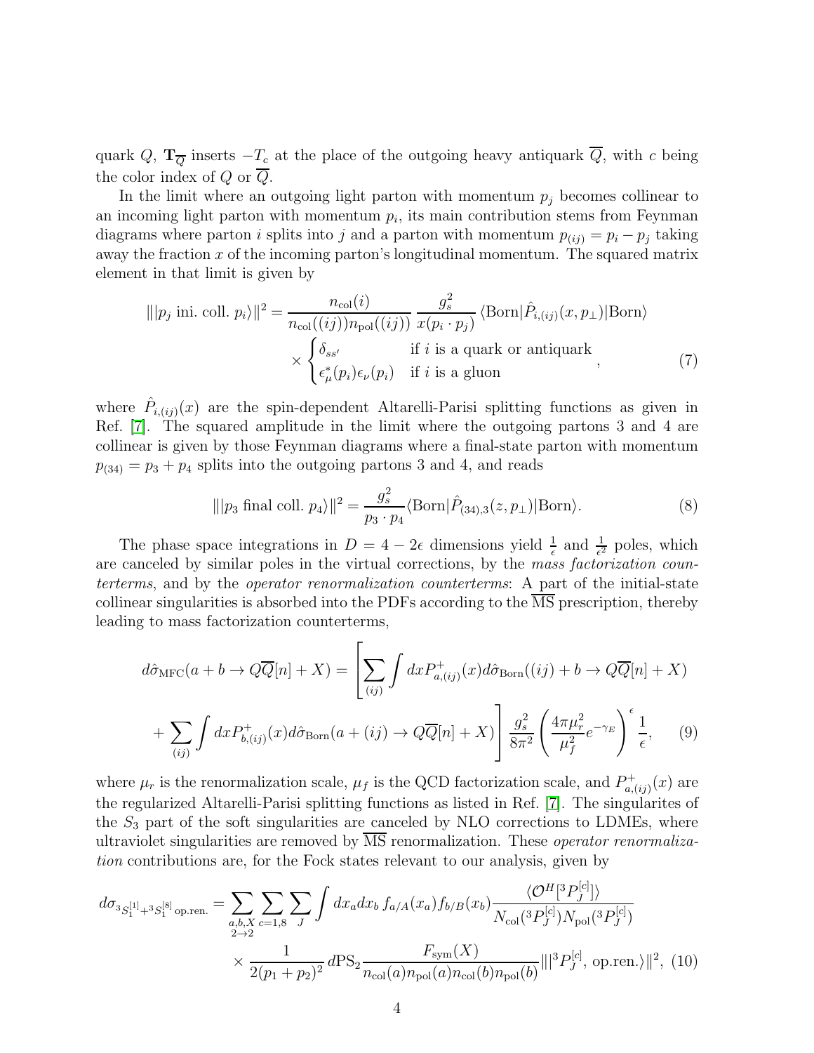quark $Q$, $\mathbf{T}_{\overline{Q}}$ inserts $-T_c$ at the place of the outgoing heavy antiquark $\overline{Q}$, with $c$ being the color index of $Q$ or $\overline{Q}$.

In the limit where an outgoing light parton with momentum $p_j$ becomes collinear to an incoming light parton with momentum $p_i$, its main contribution stems from Feynman diagrams where parton $i$ splits into $j$ and a parton with momentum $p_{(ij)} = p_i - p_j$ taking away the fraction $x$ of the incoming parton's longitudinal momentum. The squared matrix element in that limit is given by

$$\||p_j \text{ ini. coll. } p_i\rangle\|^2 = \frac{n_{\text{col}}(i)}{n_{\text{col}}((ij))n_{\text{pol}}((ij))} \frac{g_s^2}{x(p_i \cdot p_j)} \langle \text{Born}|\hat{P}_{i,(ij)}(x, p_\perp)|\text{Born}\rangle \times \begin{cases} \delta_{ss'} & \text{if } i \text{ is a quark or antiquark} \\ \epsilon_\mu^*(p_i)\epsilon_\nu(p_i) & \text{if } i \text{ is a gluon} \end{cases}, \tag{7}$$

where $\hat{P}_{i,(ij)}(x)$ are the spin-dependent Altarelli-Parisi splitting functions as given in Ref. [7]. The squared amplitude in the limit where the outgoing partons 3 and 4 are collinear is given by those Feynman diagrams where a final-state parton with momentum $p_{(34)} = p_3 + p_4$ splits into the outgoing partons 3 and 4, and reads

$$\||p_3 \text{ final coll. } p_4\rangle\|^2 = \frac{g_s^2}{p_3 \cdot p_4} \langle \text{Born}|\hat{P}_{(34),3}(z, p_\perp)|\text{Born}\rangle. \tag{8}$$

The phase space integrations in $D = 4 - 2\epsilon$ dimensions yield $\frac{1}{\epsilon}$ and $\frac{1}{\epsilon^2}$ poles, which are canceled by similar poles in the virtual corrections, by the *mass factorization counterterms*, and by the *operator renormalization counterterms*: A part of the initial-state collinear singularities is absorbed into the PDFs according to the $\overline{\text{MS}}$ prescription, thereby leading to mass factorization counterterms,

$$d\hat{\sigma}_{\text{MFC}}(a + b \to Q\overline{Q}[n] + X) = \left[ \sum_{(ij)} \int dx P^+_{a,(ij)}(x) d\hat{\sigma}_{\text{Born}}((ij) + b \to Q\overline{Q}[n] + X) + \sum_{(ij)} \int dx P^+_{b,(ij)}(x) d\hat{\sigma}_{\text{Born}}(a + (ij) \to Q\overline{Q}[n] + X) \right] \frac{g_s^2}{8\pi^2} \left( \frac{4\pi\mu_r^2}{\mu_f^2} e^{-\gamma_E} \right)^\epsilon \frac{1}{\epsilon}, \tag{9}$$

where $\mu_r$ is the renormalization scale, $\mu_f$ is the QCD factorization scale, and $P^+_{a,(ij)}(x)$ are the regularized Altarelli-Parisi splitting functions as listed in Ref. [7]. The singularites of the $S_3$ part of the soft singularities are canceled by NLO corrections to LDMEs, where ultraviolet singularities are removed by $\overline{\text{MS}}$ renormalization. These *operator renormalization* contributions are, for the Fock states relevant to our analysis, given by

$$d\sigma_{{}^3S_1^{[1]} + {}^3S_1^{[8]} \text{ op.ren.}} = \sum_{\substack{a,b,X \\ 2 \to 2}} \sum_{c=1,8} \sum_J \int dx_a dx_b \, f_{a/A}(x_a) f_{b/B}(x_b) \frac{\langle \mathcal{O}^H[{}^3P_J^{[c]}] \rangle}{N_{\text{col}}({}^3P_J^{[c]}) N_{\text{pol}}({}^3P_J^{[c]})} \times \frac{1}{2(p_1 + p_2)^2} d\text{PS}_2 \frac{F_{\text{sym}}(X)}{n_{\text{col}}(a) n_{\text{pol}}(a) n_{\text{col}}(b) n_{\text{pol}}(b)} \||{}^3P_J^{[c]}, \text{ op.ren.}\rangle\|^2, \tag{10}$$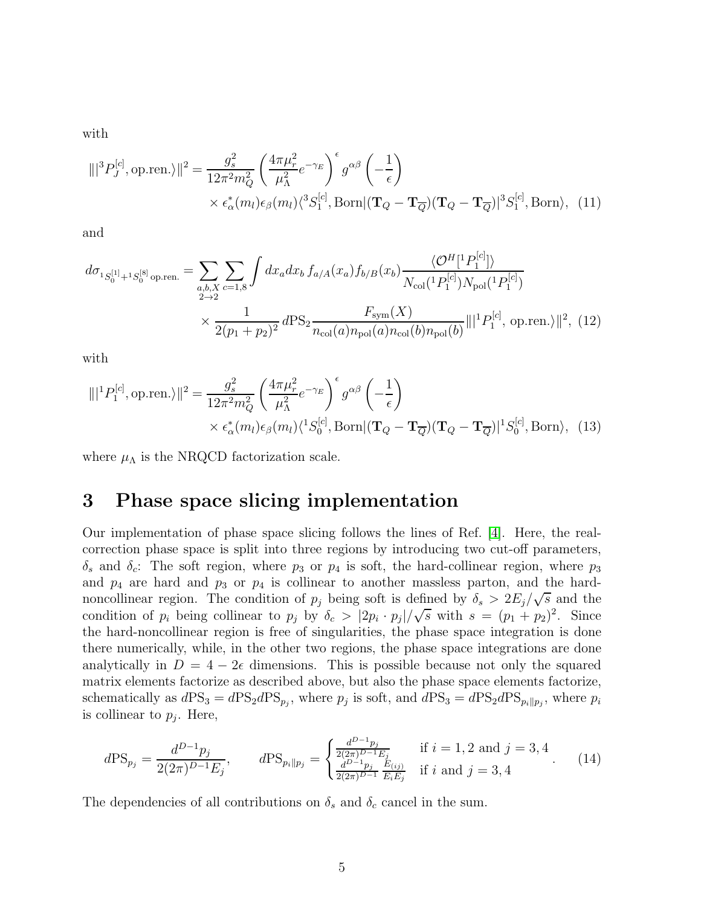with

$$\| |^3P_J^{[c]}, \text{op.ren.}\rangle \|^2 = \frac{g_s^2}{12\pi^2 m_Q^2} \left( \frac{4\pi\mu_r^2}{\mu_\Lambda^2} e^{-\gamma_E} \right)^\epsilon g^{\alpha\beta} \left( -\frac{1}{\epsilon} \right)$$
$$\times \epsilon^*_\alpha(m_l)\epsilon_\beta(m_l) \langle {}^3S_1^{[c]}, \text{Born}| (\mathbf{T}_Q - \mathbf{T}_{\overline{Q}})(\mathbf{T}_Q - \mathbf{T}_{\overline{Q}}) |{}^3S_1^{[c]}, \text{Born}\rangle, \quad (11)$$

and

$$d\sigma_{{}^1S_0^{[1]} + {}^1S_0^{[8]} \text{ op.ren.}} = \sum_{\substack{a,b,X \\ 2\to 2}} \sum_{c=1,8} \int dx_a dx_b \, f_{a/A}(x_a) f_{b/B}(x_b) \frac{\langle \mathcal{O}^H[{}^1P_1^{[c]}]\rangle}{N_{\text{col}}({}^1P_1^{[c]}) N_{\text{pol}}({}^1P_1^{[c]})}$$
$$\times \frac{1}{2(p_1+p_2)^2} \, d\text{PS}_2 \frac{F_{\text{sym}}(X)}{n_{\text{col}}(a) n_{\text{pol}}(a) n_{\text{col}}(b) n_{\text{pol}}(b)} \| |{}^1P_1^{[c]}, \text{ op.ren.}\rangle \|^2, \quad (12)$$

with

$$\| |^1P_1^{[c]}, \text{op.ren.}\rangle \|^2 = \frac{g_s^2}{12\pi^2 m_Q^2} \left( \frac{4\pi\mu_r^2}{\mu_\Lambda^2} e^{-\gamma_E} \right)^\epsilon g^{\alpha\beta} \left( -\frac{1}{\epsilon} \right)$$
$$\times \epsilon^*_\alpha(m_l)\epsilon_\beta(m_l) \langle {}^1S_0^{[c]}, \text{Born}| (\mathbf{T}_Q - \mathbf{T}_{\overline{Q}})(\mathbf{T}_Q - \mathbf{T}_{\overline{Q}}) |{}^1S_0^{[c]}, \text{Born}\rangle, \quad (13)$$

where $\mu_\Lambda$ is the NRQCD factorization scale.

# 3 Phase space slicing implementation

Our implementation of phase space slicing follows the lines of Ref. [4]. Here, the real-correction phase space is split into three regions by introducing two cut-off parameters, $\delta_s$ and $\delta_c$: The soft region, where $p_3$ or $p_4$ is soft, the hard-collinear region, where $p_3$ and $p_4$ are hard and $p_3$ or $p_4$ is collinear to another massless parton, and the hard-noncollinear region. The condition of $p_j$ being soft is defined by $\delta_s > 2E_j/\sqrt{s}$ and the condition of $p_i$ being collinear to $p_j$ by $\delta_c > |2p_i \cdot p_j|/\sqrt{s}$ with $s = (p_1+p_2)^2$. Since the hard-noncollinear region is free of singularities, the phase space integration is done there numerically, while, in the other two regions, the phase space integrations are done analytically in $D = 4 - 2\epsilon$ dimensions. This is possible because not only the squared matrix elements factorize as described above, but also the phase space elements factorize, schematically as $d\text{PS}_3 = d\text{PS}_2 d\text{PS}_{p_j}$, where $p_j$ is soft, and $d\text{PS}_3 = d\text{PS}_2 d\text{PS}_{p_i \| p_j}$, where $p_i$ is collinear to $p_j$. Here,

$$d\text{PS}_{p_j} = \frac{d^{D-1}p_j}{2(2\pi)^{D-1}E_j}, \qquad d\text{PS}_{p_i\|p_j} = \begin{cases} \frac{d^{D-1}p_j}{2(2\pi)^{D-1}E_j} & \text{if } i = 1,2 \text{ and } j = 3,4 \\ \frac{d^{D-1}p_j}{2(2\pi)^{D-1}} \frac{E_{(ij)}}{E_iE_j} & \text{if } i \text{ and } j = 3,4 \end{cases}. \quad (14)$$

The dependencies of all contributions on $\delta_s$ and $\delta_c$ cancel in the sum.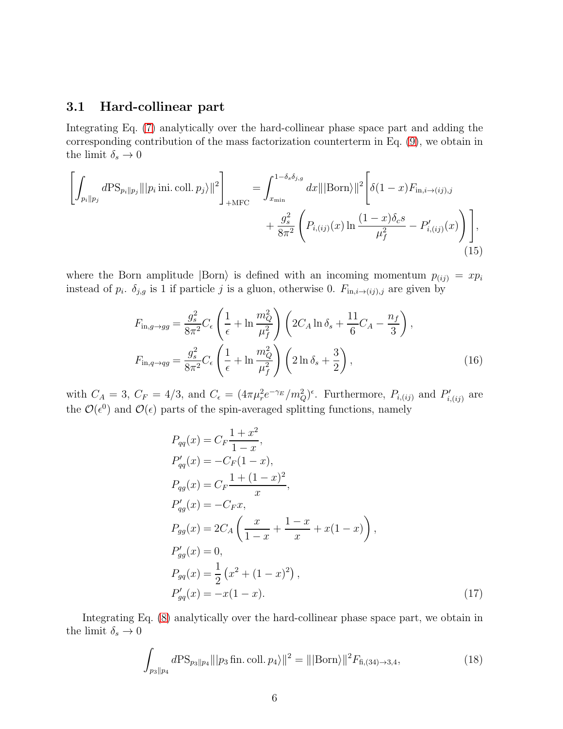### 3.1 Hard-collinear part

Integrating Eq. (7) analytically over the hard-collinear phase space part and adding the corresponding contribution of the mass factorization counterterm in Eq. (9), we obtain in the limit $\delta_s \to 0$

$$
\left[\int_{p_i \| p_j} d\mathrm{PS}_{p_i \| p_j} \| |p_i \,\mathrm{ini.\,coll.}\, p_j\rangle \|^2 \right]_{+\mathrm{MFC}} = \int_{x_{\min}}^{1-\delta_s \delta_{j,g}} dx \| |\mathrm{Born}\rangle \|^2 \Bigg[ \delta(1-x) F_{\mathrm{in}, i\to(ij),j} + \frac{g_s^2}{8\pi^2} \left( P_{i,(ij)}(x) \ln \frac{(1-x)\delta_c s}{\mu_f^2} - P'_{i,(ij)}(x) \right) \Bigg], \tag{15}
$$

where the Born amplitude $|\mathrm{Born}\rangle$ is defined with an incoming momentum $p_{(ij)} = x p_i$ instead of $p_i$. $\delta_{j,g}$ is 1 if particle $j$ is a gluon, otherwise 0. $F_{\mathrm{in}, i\to(ij),j}$ are given by

$$
\begin{aligned}
F_{\mathrm{in}, g\to gg} &= \frac{g_s^2}{8\pi^2} C_\epsilon \left( \frac{1}{\epsilon} + \ln \frac{m_Q^2}{\mu_f^2} \right) \left( 2 C_A \ln \delta_s + \frac{11}{6} C_A - \frac{n_f}{3} \right), \\
F_{\mathrm{in}, q\to qg} &= \frac{g_s^2}{8\pi^2} C_\epsilon \left( \frac{1}{\epsilon} + \ln \frac{m_Q^2}{\mu_f^2} \right) \left( 2 \ln \delta_s + \frac{3}{2} \right),
\end{aligned} \tag{16}
$$

with $C_A = 3$, $C_F = 4/3$, and $C_\epsilon = (4\pi\mu_r^2 e^{-\gamma_E}/m_Q^2)^\epsilon$. Furthermore, $P_{i,(ij)}$ and $P'_{i,(ij)}$ are the $\mathcal{O}(\epsilon^0)$ and $\mathcal{O}(\epsilon)$ parts of the spin-averaged splitting functions, namely

$$
\begin{aligned}
P_{qq}(x) &= C_F \frac{1+x^2}{1-x}, \\
P'_{qq}(x) &= -C_F (1-x), \\
P_{qg}(x) &= C_F \frac{1+(1-x)^2}{x}, \\
P'_{qg}(x) &= -C_F x, \\
P_{gg}(x) &= 2 C_A \left( \frac{x}{1-x} + \frac{1-x}{x} + x(1-x) \right), \\
P'_{gg}(x) &= 0, \\
P_{gq}(x) &= \frac{1}{2} \left( x^2 + (1-x)^2 \right), \\
P'_{gq}(x) &= -x(1-x).
\end{aligned} \tag{17}
$$

Integrating Eq. (8) analytically over the hard-collinear phase space part, we obtain in the limit $\delta_s \to 0$

$$
\int_{p_3 \| p_4} d\mathrm{PS}_{p_3 \| p_4} \| |p_3 \,\mathrm{fin.\,coll.}\, p_4\rangle \|^2 = \| |\mathrm{Born}\rangle \|^2 F_{\mathrm{fi},(34)\to 3,4}, \tag{18}
$$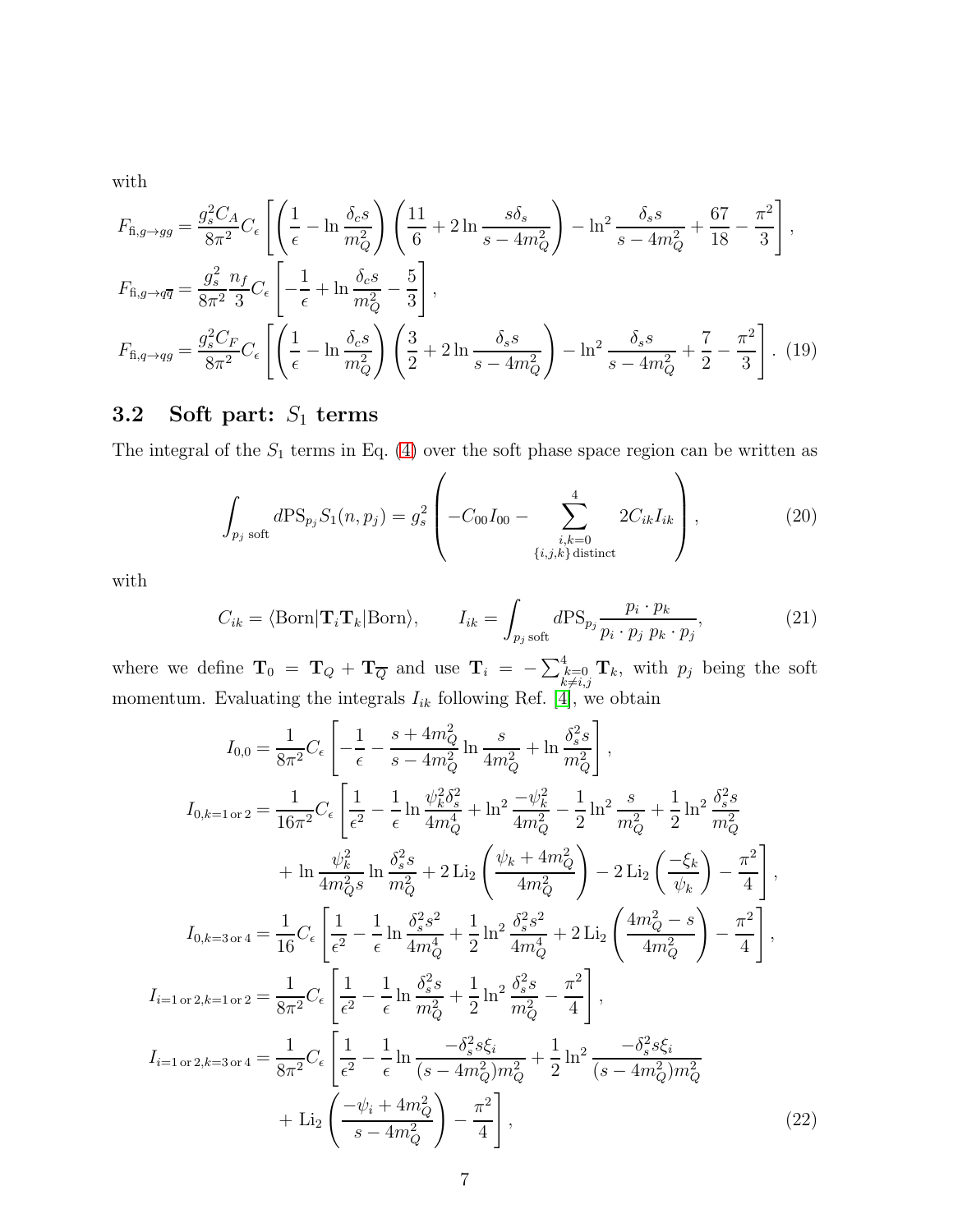with

$$
\begin{aligned}
F_{\text{fi},g\to gg} &= \frac{g_s^2 C_A}{8\pi^2} C_\epsilon \left[ \left( \frac{1}{\epsilon} - \ln \frac{\delta_c s}{m_Q^2} \right) \left( \frac{11}{6} + 2 \ln \frac{s \delta_s}{s - 4m_Q^2} \right) - \ln^2 \frac{\delta_s s}{s - 4m_Q^2} + \frac{67}{18} - \frac{\pi^2}{3} \right], \\
F_{\text{fi},g\to q\overline{q}} &= \frac{g_s^2}{8\pi^2} \frac{n_f}{3} C_\epsilon \left[ -\frac{1}{\epsilon} + \ln \frac{\delta_c s}{m_Q^2} - \frac{5}{3} \right], \\
F_{\text{fi},q\to qg} &= \frac{g_s^2 C_F}{8\pi^2} C_\epsilon \left[ \left( \frac{1}{\epsilon} - \ln \frac{\delta_c s}{m_Q^2} \right) \left( \frac{3}{2} + 2 \ln \frac{\delta_s s}{s - 4m_Q^2} \right) - \ln^2 \frac{\delta_s s}{s - 4m_Q^2} + \frac{7}{2} - \frac{\pi^2}{3} \right]. \quad (19)
\end{aligned}
$$

## 3.2 Soft part: $S_1$ terms

The integral of the $S_1$ terms in Eq. (4) over the soft phase space region can be written as

$$
\int_{p_j \text{ soft}} d\text{PS}_{p_j} S_1(n, p_j) = g_s^2 \left( -C_{00} I_{00} - \sum_{\substack{i,k=0 \\ \{i,j,k\}\,\text{distinct}}}^{4} 2 C_{ik} I_{ik} \right), \quad (20)
$$

with

$$
C_{ik} = \langle \text{Born} | \mathbf{T}_i \mathbf{T}_k | \text{Born} \rangle, \qquad I_{ik} = \int_{p_j \text{ soft}} d\text{PS}_{p_j} \frac{p_i \cdot p_k}{p_i \cdot p_j \; p_k \cdot p_j}, \quad (21)
$$

where we define $\mathbf{T}_0 = \mathbf{T}_Q + \mathbf{T}_{\overline{Q}}$ and use $\mathbf{T}_i = -\sum_{\substack{k=0 \\ k \neq i,j}}^{4} \mathbf{T}_k$, with $p_j$ being the soft momentum. Evaluating the integrals $I_{ik}$ following Ref. [4], we obtain

$$
\begin{aligned}
I_{0,0} &= \frac{1}{8\pi^2} C_\epsilon \left[ -\frac{1}{\epsilon} - \frac{s + 4m_Q^2}{s - 4m_Q^2} \ln \frac{s}{4m_Q^2} + \ln \frac{\delta_s^2 s}{m_Q^2} \right], \\
I_{0,k=1\,\text{or}\,2} &= \frac{1}{16\pi^2} C_\epsilon \left[ \frac{1}{\epsilon^2} - \frac{1}{\epsilon} \ln \frac{\psi_k^2 \delta_s^2}{4m_Q^4} + \ln^2 \frac{-\psi_k^2}{4m_Q^2} - \frac{1}{2} \ln^2 \frac{s}{m_Q^2} + \frac{1}{2} \ln^2 \frac{\delta_s^2 s}{m_Q^2} \right. \\
&\qquad \left. + \ln \frac{\psi_k^2}{4m_Q^2 s} \ln \frac{\delta_s^2 s}{m_Q^2} + 2 \,\text{Li}_2 \left( \frac{\psi_k + 4m_Q^2}{4m_Q^2} \right) - 2 \,\text{Li}_2 \left( \frac{-\xi_k}{\psi_k} \right) - \frac{\pi^2}{4} \right], \\
I_{0,k=3\,\text{or}\,4} &= \frac{1}{16} C_\epsilon \left[ \frac{1}{\epsilon^2} - \frac{1}{\epsilon} \ln \frac{\delta_s^2 s^2}{4m_Q^4} + \frac{1}{2} \ln^2 \frac{\delta_s^2 s^2}{4m_Q^4} + 2 \,\text{Li}_2 \left( \frac{4m_Q^2 - s}{4m_Q^2} \right) - \frac{\pi^2}{4} \right], \\
I_{i=1\,\text{or}\,2,k=1\,\text{or}\,2} &= \frac{1}{8\pi^2} C_\epsilon \left[ \frac{1}{\epsilon^2} - \frac{1}{\epsilon} \ln \frac{\delta_s^2 s}{m_Q^2} + \frac{1}{2} \ln^2 \frac{\delta_s^2 s}{m_Q^2} - \frac{\pi^2}{4} \right], \\
I_{i=1\,\text{or}\,2,k=3\,\text{or}\,4} &= \frac{1}{8\pi^2} C_\epsilon \left[ \frac{1}{\epsilon^2} - \frac{1}{\epsilon} \ln \frac{-\delta_s^2 s \xi_i}{(s - 4m_Q^2) m_Q^2} + \frac{1}{2} \ln^2 \frac{-\delta_s^2 s \xi_i}{(s - 4m_Q^2) m_Q^2} \right. \\
&\qquad \left. + \text{Li}_2 \left( \frac{-\psi_i + 4m_Q^2}{s - 4m_Q^2} \right) - \frac{\pi^2}{4} \right], \quad (22)
\end{aligned}
$$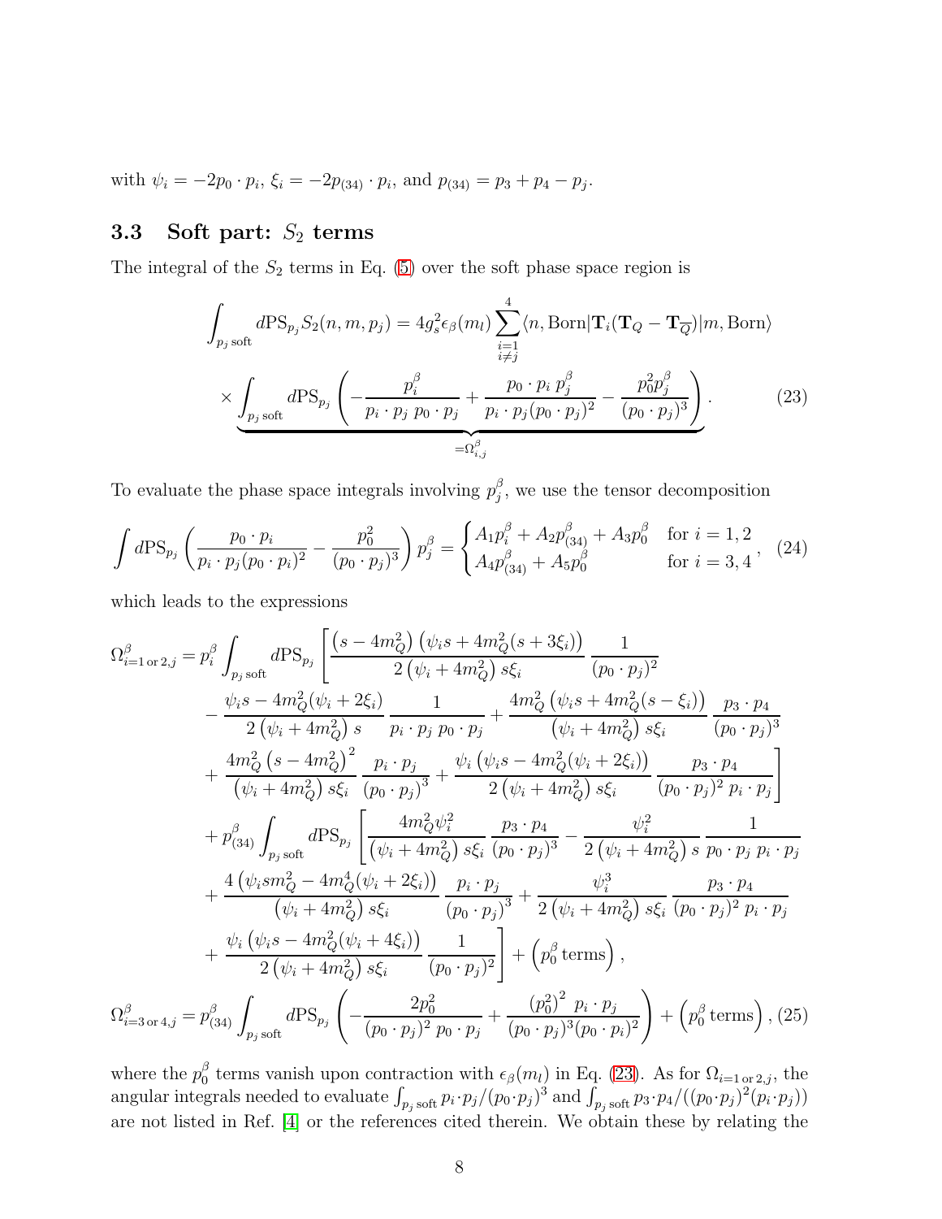with $\psi_i = -2p_0 \cdot p_i$, $\xi_i = -2p_{(34)} \cdot p_i$, and $p_{(34)} = p_3 + p_4 - p_j$.

### 3.3 Soft part: $S_2$ terms

The integral of the $S_2$ terms in Eq. (5) over the soft phase space region is

$$
\int_{p_j\,\text{soft}} d\text{PS}_{p_j} S_2(n,m,p_j) = 4g_s^2 \epsilon_\beta(m_l) \sum_{\substack{i=1\\ i\neq j}}^{4} \langle n, \text{Born}|\mathbf{T}_i(\mathbf{T}_Q - \mathbf{T}_{\overline{Q}})|m, \text{Born}\rangle
$$
$$
\times \underbrace{\int_{p_j\,\text{soft}} d\text{PS}_{p_j} \left( -\frac{p_i^\beta}{p_i\cdot p_j \; p_0\cdot p_j} + \frac{p_0\cdot p_i \; p_j^\beta}{p_i\cdot p_j (p_0\cdot p_j)^2} - \frac{p_0^2 p_j^\beta}{(p_0\cdot p_j)^3} \right)}_{=\Omega_{i,j}^\beta}. \tag{23}
$$

To evaluate the phase space integrals involving $p_j^\beta$, we use the tensor decomposition

$$
\int d\text{PS}_{p_j} \left( \frac{p_0\cdot p_i}{p_i\cdot p_j (p_0\cdot p_i)^2} - \frac{p_0^2}{(p_0\cdot p_j)^3} \right) p_j^\beta = \begin{cases} A_1 p_i^\beta + A_2 p_{(34)}^\beta + A_3 p_0^\beta & \text{for } i=1,2 \\ A_4 p_{(34)}^\beta + A_5 p_0^\beta & \text{for } i=3,4 \end{cases}, \tag{24}
$$

which leads to the expressions

$$
\begin{aligned}
\Omega_{i=1\,\text{or}\,2,j}^\beta = {} & p_i^\beta \int_{p_j\,\text{soft}} d\text{PS}_{p_j} \Bigg[ \frac{\left(s-4m_Q^2\right)\left(\psi_i s + 4m_Q^2(s+3\xi_i)\right)}{2\left(\psi_i + 4m_Q^2\right) s\xi_i} \frac{1}{(p_0\cdot p_j)^2} \\
& - \frac{\psi_i s - 4m_Q^2(\psi_i + 2\xi_i)}{2\left(\psi_i+4m_Q^2\right)s} \frac{1}{p_i\cdot p_j \; p_0\cdot p_j} + \frac{4m_Q^2\left(\psi_i s + 4m_Q^2(s-\xi_i)\right)}{\left(\psi_i+4m_Q^2\right)s\xi_i} \frac{p_3\cdot p_4}{(p_0\cdot p_j)^3} \\
& + \frac{4m_Q^2\left(s-4m_Q^2\right)^2}{\left(\psi_i+4m_Q^2\right)s\xi_i} \frac{p_i\cdot p_j}{(p_0\cdot p_j)^3} + \frac{\psi_i\left(\psi_i s - 4m_Q^2(\psi_i+2\xi_i)\right)}{2\left(\psi_i+4m_Q^2\right)s\xi_i} \frac{p_3\cdot p_4}{(p_0\cdot p_j)^2\; p_i\cdot p_j} \Bigg] \\
& + p_{(34)}^\beta \int_{p_j\,\text{soft}} d\text{PS}_{p_j} \Bigg[ \frac{4m_Q^2\psi_i^2}{\left(\psi_i+4m_Q^2\right)s\xi_i} \frac{p_3\cdot p_4}{(p_0\cdot p_j)^3} - \frac{\psi_i^2}{2\left(\psi_i+4m_Q^2\right)s} \frac{1}{p_0\cdot p_j \; p_i\cdot p_j} \\
& + \frac{4\left(\psi_i s m_Q^2 - 4m_Q^4(\psi_i+2\xi_i)\right)}{\left(\psi_i+4m_Q^2\right)s\xi_i} \frac{p_i\cdot p_j}{(p_0\cdot p_j)^3} + \frac{\psi_i^3}{2\left(\psi_i+4m_Q^2\right)s\xi_i} \frac{p_3\cdot p_4}{(p_0\cdot p_j)^2\; p_i\cdot p_j} \\
& + \frac{\psi_i\left(\psi_i s - 4m_Q^2(\psi_i+4\xi_i)\right)}{2\left(\psi_i+4m_Q^2\right)s\xi_i} \frac{1}{(p_0\cdot p_j)^2} \Bigg] + \left(p_0^\beta \,\text{terms}\right), \\
\Omega_{i=3\,\text{or}\,4,j}^\beta = {} & p_{(34)}^\beta \int_{p_j\,\text{soft}} d\text{PS}_{p_j} \left( -\frac{2p_0^2}{(p_0\cdot p_j)^2\; p_0\cdot p_j} + \frac{\left(p_0^2\right)^2\; p_i\cdot p_j}{(p_0\cdot p_j)^3 (p_0\cdot p_i)^2} \right) + \left(p_0^\beta \,\text{terms}\right),
\end{aligned} \tag{25}
$$

where the $p_0^\beta$ terms vanish upon contraction with $\epsilon_\beta(m_l)$ in Eq. (23). As for $\Omega_{i=1\,\text{or}\,2,j}$, the angular integrals needed to evaluate $\int_{p_j\,\text{soft}} p_i\cdot p_j/(p_0\cdot p_j)^3$ and $\int_{p_j\,\text{soft}} p_3\cdot p_4/((p_0\cdot p_j)^2(p_i\cdot p_j))$ are not listed in Ref. [4] or the references cited therein. We obtain these by relating the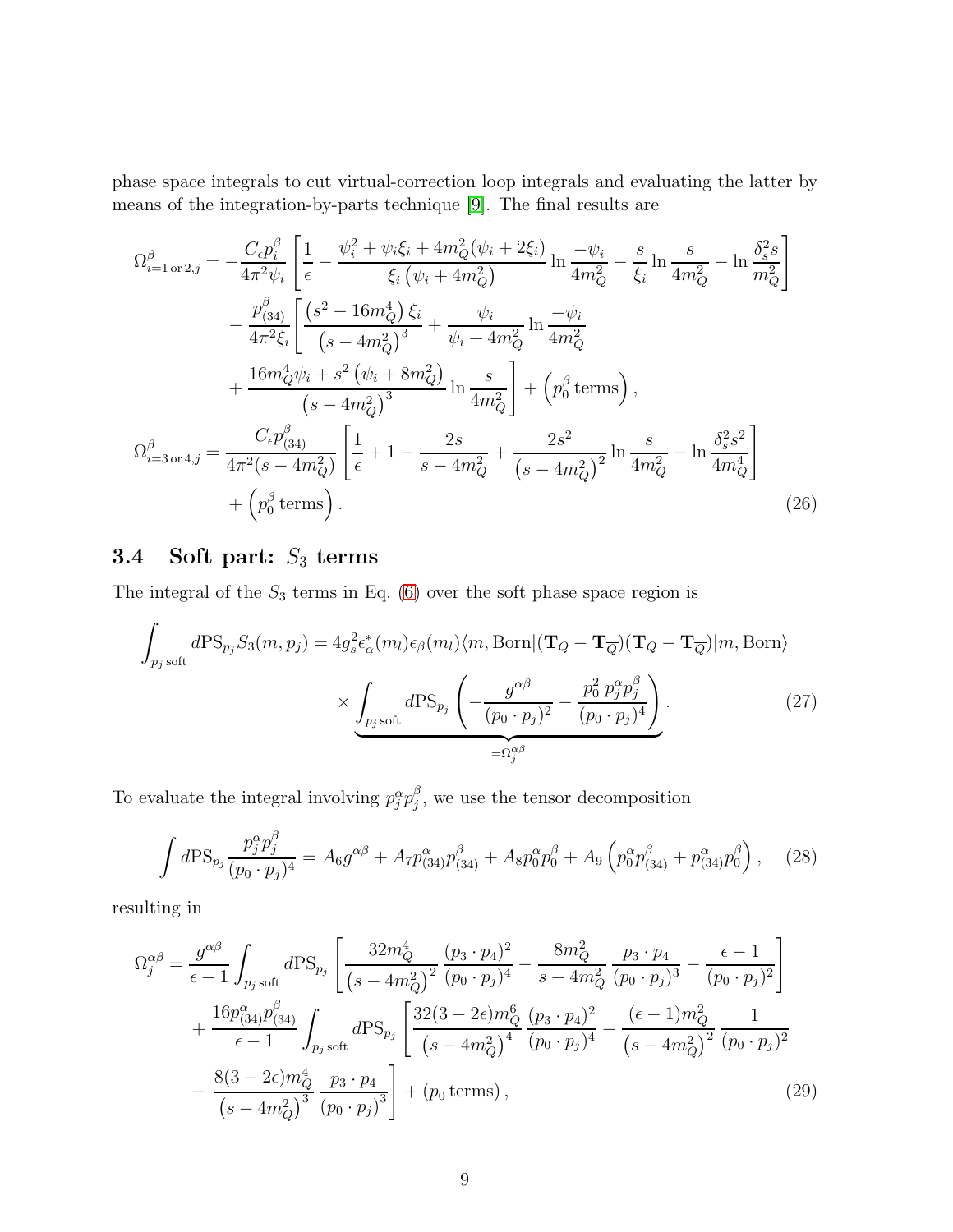phase space integrals to cut virtual-correction loop integrals and evaluating the latter by means of the integration-by-parts technique [9]. The final results are

$$
\begin{aligned}
\Omega^{\beta}_{i=1\,\text{or}\,2,j} = &-\frac{C_\epsilon p_i^\beta}{4\pi^2\psi_i}\left[\frac{1}{\epsilon} - \frac{\psi_i^2+\psi_i\xi_i+4m_Q^2(\psi_i+2\xi_i)}{\xi_i\left(\psi_i+4m_Q^2\right)}\ln\frac{-\psi_i}{4m_Q^2} - \frac{s}{\xi_i}\ln\frac{s}{4m_Q^2} - \ln\frac{\delta_s^2 s}{m_Q^2}\right] \\
&- \frac{p^\beta_{(34)}}{4\pi^2\xi_i}\left[\frac{\left(s^2-16m_Q^4\right)\xi_i}{\left(s-4m_Q^2\right)^3} + \frac{\psi_i}{\psi_i+4m_Q^2}\ln\frac{-\psi_i}{4m_Q^2}\right. \\
&\left. + \frac{16m_Q^4\psi_i + s^2\left(\psi_i+8m_Q^2\right)}{\left(s-4m_Q^2\right)^3}\ln\frac{s}{4m_Q^2}\right] + \left(p_0^\beta\text{ terms}\right), \\
\Omega^{\beta}_{i=3\,\text{or}\,4,j} = &\frac{C_\epsilon p^\beta_{(34)}}{4\pi^2(s-4m_Q^2)}\left[\frac{1}{\epsilon} + 1 - \frac{2s}{s-4m_Q^2} + \frac{2s^2}{\left(s-4m_Q^2\right)^2}\ln\frac{s}{4m_Q^2} - \ln\frac{\delta_s^2 s^2}{4m_Q^4}\right] \\
&+ \left(p_0^\beta\text{ terms}\right).
\end{aligned}
\tag{26}
$$

### 3.4 Soft part: $S_3$ terms

The integral of the $S_3$ terms in Eq. (6) over the soft phase space region is

$$
\begin{aligned}
\int_{p_j\,\text{soft}} d\text{PS}_{p_j} S_3(m,p_j) = &\,4g_s^2\epsilon^*_\alpha(m_l)\epsilon_\beta(m_l)\langle m,\text{Born}|(\mathbf{T}_Q-\mathbf{T}_{\overline{Q}})(\mathbf{T}_Q-\mathbf{T}_{\overline{Q}})|m,\text{Born}\rangle \\
&\times \underbrace{\int_{p_j\,\text{soft}} d\text{PS}_{p_j}\left(-\frac{g^{\alpha\beta}}{(p_0\cdot p_j)^2} - \frac{p_0^2\,p_j^\alpha p_j^\beta}{(p_0\cdot p_j)^4}\right)}_{=\Omega_j^{\alpha\beta}}.
\end{aligned}
\tag{27}
$$

To evaluate the integral involving $p_j^\alpha p_j^\beta$, we use the tensor decomposition

$$
\int d\text{PS}_{p_j}\frac{p_j^\alpha p_j^\beta}{(p_0\cdot p_j)^4} = A_6 g^{\alpha\beta} + A_7 p^\alpha_{(34)}p^\beta_{(34)} + A_8 p_0^\alpha p_0^\beta + A_9\left(p_0^\alpha p^\beta_{(34)} + p^\alpha_{(34)}p_0^\beta\right), \tag{28}
$$

resulting in

$$
\begin{aligned}
\Omega_j^{\alpha\beta} = &\frac{g^{\alpha\beta}}{\epsilon-1}\int_{p_j\,\text{soft}} d\text{PS}_{p_j}\left[\frac{32m_Q^4}{\left(s-4m_Q^2\right)^2}\frac{(p_3\cdot p_4)^2}{(p_0\cdot p_j)^4} - \frac{8m_Q^2}{s-4m_Q^2}\frac{p_3\cdot p_4}{(p_0\cdot p_j)^3} - \frac{\epsilon-1}{(p_0\cdot p_j)^2}\right] \\
&+ \frac{16p^\alpha_{(34)}p^\beta_{(34)}}{\epsilon-1}\int_{p_j\,\text{soft}} d\text{PS}_{p_j}\left[\frac{32(3-2\epsilon)m_Q^6}{\left(s-4m_Q^2\right)^4}\frac{(p_3\cdot p_4)^2}{(p_0\cdot p_j)^4} - \frac{(\epsilon-1)m_Q^2}{\left(s-4m_Q^2\right)^2}\frac{1}{(p_0\cdot p_j)^2}\right. \\
&\left. - \frac{8(3-2\epsilon)m_Q^4}{\left(s-4m_Q^2\right)^3}\frac{p_3\cdot p_4}{(p_0\cdot p_j)^3}\right] + (p_0\text{ terms}),
\end{aligned}
\tag{29}
$$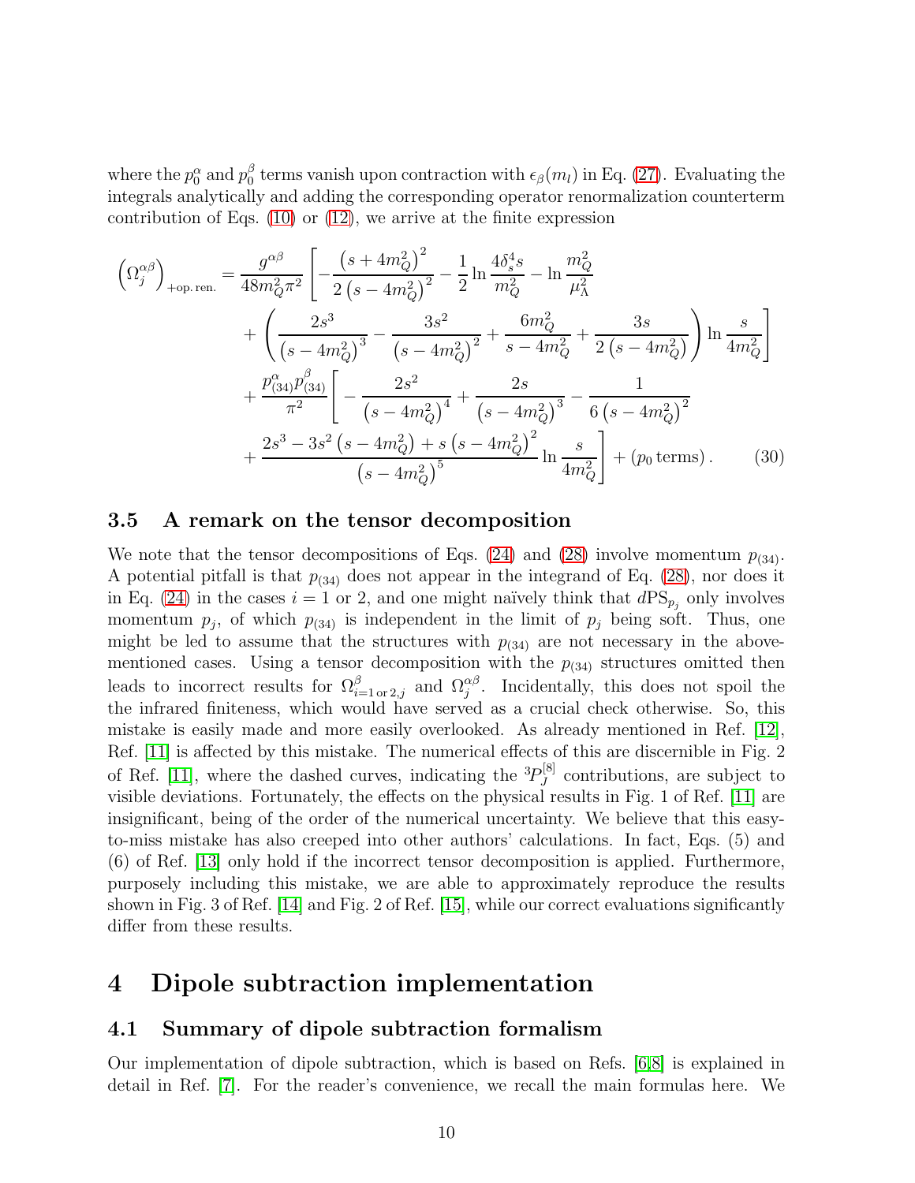where the $p_0^\alpha$ and $p_0^\beta$ terms vanish upon contraction with $\epsilon_\beta(m_l)$ in Eq. (27). Evaluating the integrals analytically and adding the corresponding operator renormalization counterterm contribution of Eqs. (10) or (12), we arrive at the finite expression

$$
\begin{aligned}
\left(\Omega_j^{\alpha\beta}\right)_{+\text{op. ren.}} = \frac{g^{\alpha\beta}}{48m_Q^2\pi^2}\Bigg[&-\frac{\left(s+4m_Q^2\right)^2}{2\left(s-4m_Q^2\right)^2} - \frac{1}{2}\ln\frac{4\delta_s^4 s}{m_Q^2} - \ln\frac{m_Q^2}{\mu_\Lambda^2} \\
&+ \left(\frac{2s^3}{\left(s-4m_Q^2\right)^3} - \frac{3s^2}{\left(s-4m_Q^2\right)^2} + \frac{6m_Q^2}{s-4m_Q^2} + \frac{3s}{2\left(s-4m_Q^2\right)}\right)\ln\frac{s}{4m_Q^2}\Bigg] \\
+ \frac{p_{(34)}^\alpha p_{(34)}^\beta}{\pi^2}\Bigg[&-\frac{2s^2}{\left(s-4m_Q^2\right)^4} + \frac{2s}{\left(s-4m_Q^2\right)^3} - \frac{1}{6\left(s-4m_Q^2\right)^2} \\
&+ \frac{2s^3 - 3s^2\left(s-4m_Q^2\right) + s\left(s-4m_Q^2\right)^2}{\left(s-4m_Q^2\right)^5}\ln\frac{s}{4m_Q^2}\Bigg] + (p_0\text{ terms})\,. \qquad (30)
\end{aligned}
$$

### 3.5 A remark on the tensor decomposition

We note that the tensor decompositions of Eqs. (24) and (28) involve momentum $p_{(34)}$. A potential pitfall is that $p_{(34)}$ does not appear in the integrand of Eq. (28), nor does it in Eq. (24) in the cases $i = 1$ or 2, and one might naïvely think that $d\text{PS}_{p_j}$ only involves momentum $p_j$, of which $p_{(34)}$ is independent in the limit of $p_j$ being soft. Thus, one might be led to assume that the structures with $p_{(34)}$ are not necessary in the above-mentioned cases. Using a tensor decomposition with the $p_{(34)}$ structures omitted then leads to incorrect results for $\Omega^\beta_{i=1\,\text{or}\,2,j}$ and $\Omega_j^{\alpha\beta}$. Incidentally, this does not spoil the the infrared finiteness, which would have served as a crucial check otherwise. So, this mistake is easily made and more easily overlooked. As already mentioned in Ref. [12], Ref. [11] is affected by this mistake. The numerical effects of this are discernible in Fig. 2 of Ref. [11], where the dashed curves, indicating the ${}^3P_J^{[8]}$ contributions, are subject to visible deviations. Fortunately, the effects on the physical results in Fig. 1 of Ref. [11] are insignificant, being of the order of the numerical uncertainty. We believe that this easy-to-miss mistake has also creeped into other authors' calculations. In fact, Eqs. (5) and (6) of Ref. [13] only hold if the incorrect tensor decomposition is applied. Furthermore, purposely including this mistake, we are able to approximately reproduce the results shown in Fig. 3 of Ref. [14] and Fig. 2 of Ref. [15], while our correct evaluations significantly differ from these results.

## 4 Dipole subtraction implementation

### 4.1 Summary of dipole subtraction formalism

Our implementation of dipole subtraction, which is based on Refs. [6,8] is explained in detail in Ref. [7]. For the reader's convenience, we recall the main formulas here. We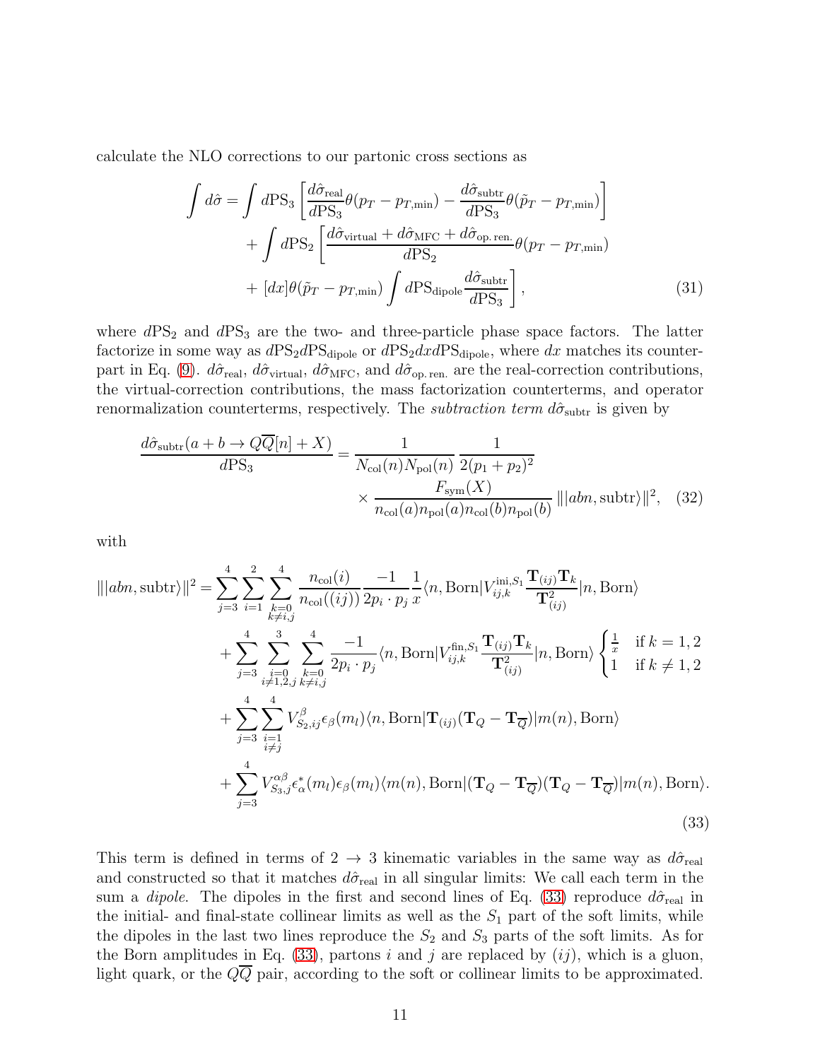calculate the NLO corrections to our partonic cross sections as

$$
\begin{aligned}
\int d\hat{\sigma} = \int d\mathrm{PS}_3 &\left[\frac{d\hat{\sigma}_{\mathrm{real}}}{d\mathrm{PS}_3}\theta(p_T - p_{T,\mathrm{min}}) - \frac{d\hat{\sigma}_{\mathrm{subtr}}}{d\mathrm{PS}_3}\theta(\tilde{p}_T - p_{T,\mathrm{min}})\right] \\
&+ \int d\mathrm{PS}_2 \left[\frac{d\hat{\sigma}_{\mathrm{virtual}} + d\hat{\sigma}_{\mathrm{MFC}} + d\hat{\sigma}_{\mathrm{op.\,ren.}}}{d\mathrm{PS}_2}\theta(p_T - p_{T,\mathrm{min}}) \right. \\
&\left. + [dx]\theta(\tilde{p}_T - p_{T,\mathrm{min}}) \int d\mathrm{PS}_{\mathrm{dipole}} \frac{d\hat{\sigma}_{\mathrm{subtr}}}{d\mathrm{PS}_3}\right], \qquad (31)
\end{aligned}
$$

where $d\mathrm{PS}_2$ and $d\mathrm{PS}_3$ are the two- and three-particle phase space factors. The latter factorize in some way as $d\mathrm{PS}_2 d\mathrm{PS}_{\mathrm{dipole}}$ or $d\mathrm{PS}_2 dx d\mathrm{PS}_{\mathrm{dipole}}$, where $dx$ matches its counterpart in Eq. (9). $d\hat{\sigma}_{\mathrm{real}}$, $d\hat{\sigma}_{\mathrm{virtual}}$, $d\hat{\sigma}_{\mathrm{MFC}}$, and $d\hat{\sigma}_{\mathrm{op.\,ren.}}$ are the real-correction contributions, the virtual-correction contributions, the mass factorization counterterms, and operator renormalization counterterms, respectively. The *subtraction term* $d\hat{\sigma}_{\mathrm{subtr}}$ is given by

$$
\begin{aligned}
\frac{d\hat{\sigma}_{\mathrm{subtr}}(a + b \to Q\overline{Q}[n] + X)}{d\mathrm{PS}_3} = &\frac{1}{N_{\mathrm{col}}(n) N_{\mathrm{pol}}(n)} \frac{1}{2(p_1 + p_2)^2} \\
&\times \frac{F_{\mathrm{sym}}(X)}{n_{\mathrm{col}}(a) n_{\mathrm{pol}}(a) n_{\mathrm{col}}(b) n_{\mathrm{pol}}(b)} \, \| |abn, \mathrm{subtr}\rangle\|^2, \qquad (32)
\end{aligned}
$$

with

$$
\begin{aligned}
\| |abn, \mathrm{subtr}\rangle\|^2 = &\sum_{j=3}^{4} \sum_{i=1}^{2} \sum_{\substack{k=0 \\ k \neq i,j}}^{4} \frac{n_{\mathrm{col}}(i)}{n_{\mathrm{col}}((ij))} \frac{-1}{2p_i \cdot p_j} \frac{1}{x} \langle n, \mathrm{Born}| V_{ij,k}^{\mathrm{ini}, S_1} \frac{\mathbf{T}_{(ij)} \mathbf{T}_k}{\mathbf{T}_{(ij)}^2} |n, \mathrm{Born}\rangle \\
&+ \sum_{j=3}^{4} \sum_{\substack{i=0 \\ i \neq 1,2,j}}^{3} \sum_{\substack{k=0 \\ k \neq i,j}}^{4} \frac{-1}{2p_i \cdot p_j} \langle n, \mathrm{Born}| V_{ij,k}^{\mathrm{fin}, S_1} \frac{\mathbf{T}_{(ij)} \mathbf{T}_k}{\mathbf{T}_{(ij)}^2} |n, \mathrm{Born}\rangle \begin{cases} \frac{1}{x} & \text{if } k = 1,2 \\ 1 & \text{if } k \neq 1,2 \end{cases} \\
&+ \sum_{j=3}^{4} \sum_{\substack{i=1 \\ i \neq j}}^{4} V_{S_2, ij}^{\beta} \epsilon_\beta(m_l) \langle n, \mathrm{Born}| \mathbf{T}_{(ij)} (\mathbf{T}_Q - \mathbf{T}_{\overline{Q}}) |m(n), \mathrm{Born}\rangle \\
&+ \sum_{j=3}^{4} V_{S_3, j}^{\alpha\beta} \epsilon_\alpha^*(m_l) \epsilon_\beta(m_l) \langle m(n), \mathrm{Born}| (\mathbf{T}_Q - \mathbf{T}_{\overline{Q}}) (\mathbf{T}_Q - \mathbf{T}_{\overline{Q}}) |m(n), \mathrm{Born}\rangle.
\end{aligned}
\qquad (33)
$$

This term is defined in terms of $2 \to 3$ kinematic variables in the same way as $d\hat{\sigma}_{\mathrm{real}}$ and constructed so that it matches $d\hat{\sigma}_{\mathrm{real}}$ in all singular limits: We call each term in the sum a *dipole*. The dipoles in the first and second lines of Eq. (33) reproduce $d\hat{\sigma}_{\mathrm{real}}$ in the initial- and final-state collinear limits as well as the $S_1$ part of the soft limits, while the dipoles in the last two lines reproduce the $S_2$ and $S_3$ parts of the soft limits. As for the Born amplitudes in Eq. (33), partons $i$ and $j$ are replaced by $(ij)$, which is a gluon, light quark, or the $Q\overline{Q}$ pair, according to the soft or collinear limits to be approximated.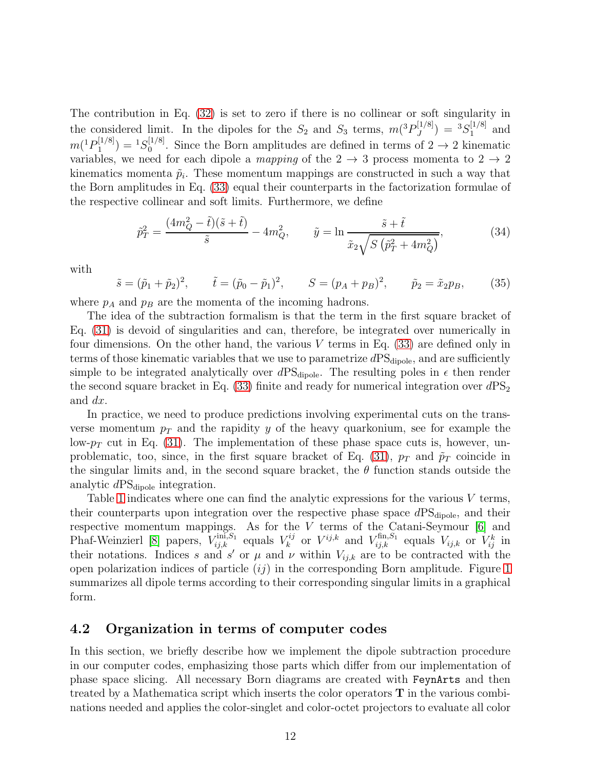The contribution in Eq. (32) is set to zero if there is no collinear or soft singularity in the considered limit. In the dipoles for the $S_2$ and $S_3$ terms, $m({}^3P_J^{[1/8]}) = {}^3S_1^{[1/8]}$ and $m({}^1P_1^{[1/8]}) = {}^1S_0^{[1/8]}$. Since the Born amplitudes are defined in terms of $2 \to 2$ kinematic variables, we need for each dipole a *mapping* of the $2 \to 3$ process momenta to $2 \to 2$ kinematics momenta $\tilde{p}_i$. These momentum mappings are constructed in such a way that the Born amplitudes in Eq. (33) equal their counterparts in the factorization formulae of the respective collinear and soft limits. Furthermore, we define

$$\tilde{p}_T^2 = \frac{(4m_Q^2 - \tilde{t})(\tilde{s} + \tilde{t})}{\tilde{s}} - 4m_Q^2, \qquad \tilde{y} = \ln \frac{\tilde{s} + \tilde{t}}{\tilde{x}_2 \sqrt{S\left(\tilde{p}_T^2 + 4m_Q^2\right)}}, \tag{34}$$

with

$$\tilde{s} = (\tilde{p}_1 + \tilde{p}_2)^2, \qquad \tilde{t} = (\tilde{p}_0 - \tilde{p}_1)^2, \qquad S = (p_A + p_B)^2, \qquad \tilde{p}_2 = \tilde{x}_2 p_B, \tag{35}$$

where $p_A$ and $p_B$ are the momenta of the incoming hadrons.

The idea of the subtraction formalism is that the term in the first square bracket of Eq. (31) is devoid of singularities and can, therefore, be integrated over numerically in four dimensions. On the other hand, the various $V$ terms in Eq. (33) are defined only in terms of those kinematic variables that we use to parametrize $d\mathrm{PS}_{\mathrm{dipole}}$, and are sufficiently simple to be integrated analytically over $d\mathrm{PS}_{\mathrm{dipole}}$. The resulting poles in $\epsilon$ then render the second square bracket in Eq. (33) finite and ready for numerical integration over $d\mathrm{PS}_2$ and $dx$.

In practice, we need to produce predictions involving experimental cuts on the transverse momentum $p_T$ and the rapidity $y$ of the heavy quarkonium, see for example the low-$p_T$ cut in Eq. (31). The implementation of these phase space cuts is, however, unproblematic, too, since, in the first square bracket of Eq. (31), $p_T$ and $\tilde{p}_T$ coincide in the singular limits and, in the second square bracket, the $\theta$ function stands outside the analytic $d\mathrm{PS}_{\mathrm{dipole}}$ integration.

Table 1 indicates where one can find the analytic expressions for the various $V$ terms, their counterparts upon integration over the respective phase space $d\mathrm{PS}_{\mathrm{dipole}}$, and their respective momentum mappings. As for the $V$ terms of the Catani-Seymour [6] and Phaf-Weinzierl [8] papers, $V_{ij,k}^{\mathrm{ini},S_1}$ equals $V_k^{ij}$ or $V^{ij,k}$ and $V_{ij,k}^{\mathrm{fin},S_1}$ equals $V_{ij,k}$ or $V_{ij}^k$ in their notations. Indices $s$ and $s'$ or $\mu$ and $\nu$ within $V_{ij,k}$ are to be contracted with the open polarization indices of particle $(ij)$ in the corresponding Born amplitude. Figure 1 summarizes all dipole terms according to their corresponding singular limits in a graphical form.

## 4.2 Organization in terms of computer codes

In this section, we briefly describe how we implement the dipole subtraction procedure in our computer codes, emphasizing those parts which differ from our implementation of phase space slicing. All necessary Born diagrams are created with `FeynArts` and then treated by a Mathematica script which inserts the color operators $\mathbf{T}$ in the various combinations needed and applies the color-singlet and color-octet projectors to evaluate all color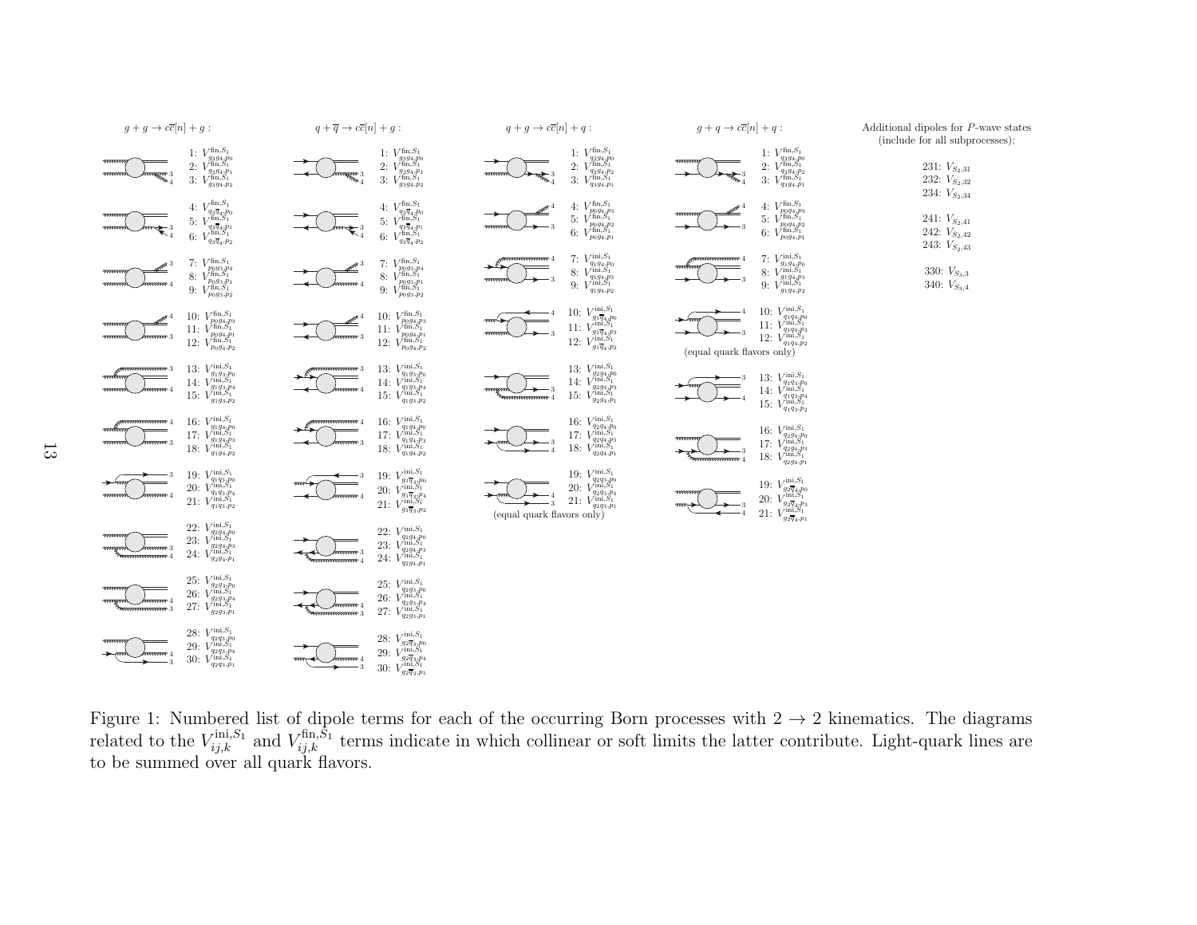$g + g \to c\overline{c}[n] + g$ :

1: $V^{\text{fin},S_1}_{g_3g_4,p_0}$
2: $V^{\text{fin},S_1}_{g_3g_4,p_1}$
3: $V^{\text{fin},S_1}_{g_3g_4,p_2}$

4: $V^{\text{fin},S_1}_{q_3\overline{q}_4,p_0}$
5: $V^{\text{fin},S_1}_{q_3\overline{q}_4,p_1}$
6: $V^{\text{fin},S_1}_{q_3\overline{q}_4,p_2}$

7: $V^{\text{fin},S_1}_{p_0g_3,p_4}$
8: $V^{\text{fin},S_1}_{p_0g_3,p_1}$
9: $V^{\text{fin},S_1}_{p_0g_3,p_2}$

10: $V^{\text{fin},S_1}_{p_0g_4,p_3}$
11: $V^{\text{fin},S_1}_{p_0g_4,p_1}$
12: $V^{\text{fin},S_1}_{p_0g_4,p_2}$

13: $V^{\text{ini},S_1}_{g_1g_3,p_0}$
14: $V^{\text{ini},S_1}_{g_1g_3,p_4}$
15: $V^{\text{ini},S_1}_{g_1g_3,p_2}$

16: $V^{\text{ini},S_1}_{g_1g_4,p_0}$
17: $V^{\text{ini},S_1}_{g_1g_4,p_3}$
18: $V^{\text{ini},S_1}_{g_1g_4,p_2}$

19: $V^{\text{ini},S_1}_{q_1q_3,p_0}$
20: $V^{\text{ini},S_1}_{q_1q_3,p_4}$
21: $V^{\text{ini},S_1}_{q_1q_3,p_2}$

22: $V^{\text{ini},S_1}_{g_2g_4,p_0}$
23: $V^{\text{ini},S_1}_{g_2g_4,p_3}$
24: $V^{\text{ini},S_1}_{g_2g_4,p_1}$

25: $V^{\text{ini},S_1}_{g_2g_3,p_0}$
26: $V^{\text{ini},S_1}_{g_2g_3,p_4}$
27: $V^{\text{ini},S_1}_{g_2g_3,p_1}$

28: $V^{\text{ini},S_1}_{q_2q_3,p_0}$
29: $V^{\text{ini},S_1}_{q_2q_3,p_4}$
30: $V^{\text{ini},S_1}_{q_2q_3,p_1}$

$q + \overline{q} \to c\overline{c}[n] + g$ :

1: $V^{\text{fin},S_1}_{g_3g_4,p_0}$
2: $V^{\text{fin},S_1}_{g_3g_4,p_1}$
3: $V^{\text{fin},S_1}_{g_3g_4,p_2}$

4: $V^{\text{fin},S_1}_{q_3\overline{q}_4,p_0}$
5: $V^{\text{fin},S_1}_{q_3\overline{q}_4,p_1}$
6: $V^{\text{fin},S_1}_{q_3\overline{q}_4,p_2}$

7: $V^{\text{fin},S_1}_{p_0g_3,p_4}$
8: $V^{\text{fin},S_1}_{p_0g_3,p_1}$
9: $V^{\text{fin},S_1}_{p_0g_3,p_2}$

10: $V^{\text{fin},S_1}_{p_0g_4,p_3}$
11: $V^{\text{fin},S_1}_{p_0g_4,p_1}$
12: $V^{\text{fin},S_1}_{p_0g_4,p_2}$

13: $V^{\text{ini},S_1}_{q_1g_3,p_0}$
14: $V^{\text{ini},S_1}_{q_1g_3,p_4}$
15: $V^{\text{ini},S_1}_{q_1g_3,p_2}$

16: $V^{\text{ini},S_1}_{q_1g_4,p_0}$
17: $V^{\text{ini},S_1}_{q_1g_4,p_3}$
18: $V^{\text{ini},S_1}_{q_1g_4,p_2}$

19: $V^{\text{ini},S_1}_{g_1\overline{q}_3,p_0}$
20: $V^{\text{ini},S_1}_{g_1\overline{q}_3,p_4}$
21: $V^{\text{ini},S_1}_{g_1\overline{q}_3,p_2}$

22: $V^{\text{ini},S_1}_{q_2g_4,p_0}$
23: $V^{\text{ini},S_1}_{q_2g_4,p_3}$
24: $V^{\text{ini},S_1}_{q_2g_4,p_1}$

25: $V^{\text{ini},S_1}_{q_2g_3,p_0}$
26: $V^{\text{ini},S_1}_{q_2g_3,p_4}$
27: $V^{\text{ini},S_1}_{q_2g_3,p_1}$

28: $V^{\text{ini},S_1}_{g_2\overline{q}_3,p_0}$
29: $V^{\text{ini},S_1}_{g_2\overline{q}_3,p_4}$
30: $V^{\text{ini},S_1}_{g_2\overline{q}_3,p_1}$

$q + g \to c\overline{c}[n] + q$ :

1: $V^{\text{fin},S_1}_{g_3q_4,p_0}$
2: $V^{\text{fin},S_1}_{g_3q_4,p_2}$
3: $V^{\text{fin},S_1}_{g_3q_4,p_1}$

4: $V^{\text{fin},S_1}_{p_0q_4,p_3}$
5: $V^{\text{fin},S_1}_{p_0q_4,p_2}$
6: $V^{\text{fin},S_1}_{p_0q_4,p_1}$

7: $V^{\text{ini},S_1}_{q_1g_4,p_0}$
8: $V^{\text{ini},S_1}_{q_1g_4,p_3}$
9: $V^{\text{ini},S_1}_{q_1g_4,p_2}$

10: $V^{\text{ini},S_1}_{g_1\overline{q}_4,p_0}$
11: $V^{\text{ini},S_1}_{g_1\overline{q}_4,p_3}$
12: $V^{\text{ini},S_1}_{g_1\overline{q}_4,p_2}$

13: $V^{\text{ini},S_1}_{g_2g_4,p_0}$
14: $V^{\text{ini},S_1}_{g_2g_4,p_3}$
15: $V^{\text{ini},S_1}_{g_2g_4,p_1}$

16: $V^{\text{ini},S_1}_{q_2q_4,p_0}$
17: $V^{\text{ini},S_1}_{q_2q_4,p_3}$
18: $V^{\text{ini},S_1}_{q_2q_4,p_1}$

19: $V^{\text{ini},S_1}_{q_2q_3,p_0}$
20: $V^{\text{ini},S_1}_{q_2q_3,p_4}$
21: $V^{\text{ini},S_1}_{q_2q_3,p_1}$

(equal quark flavors only)

$g + q \to c\overline{c}[n] + q$ :

1: $V^{\text{fin},S_1}_{g_3q_4,p_0}$
2: $V^{\text{fin},S_1}_{g_3q_4,p_2}$
3: $V^{\text{fin},S_1}_{g_3q_4,p_1}$

4: $V^{\text{fin},S_1}_{p_0q_4,p_3}$
5: $V^{\text{fin},S_1}_{p_0q_4,p_2}$
6: $V^{\text{fin},S_1}_{p_0q_4,p_1}$

7: $V^{\text{ini},S_1}_{g_1g_4,p_0}$
8: $V^{\text{ini},S_1}_{g_1g_4,p_3}$
9: $V^{\text{ini},S_1}_{g_1g_4,p_2}$

10: $V^{\text{ini},S_1}_{q_1q_4,p_0}$
11: $V^{\text{ini},S_1}_{q_1q_4,p_3}$
12: $V^{\text{ini},S_1}_{q_1q_4,p_2}$

(equal quark flavors only)

13: $V^{\text{ini},S_1}_{q_1q_3,p_0}$
14: $V^{\text{ini},S_1}_{q_1q_3,p_4}$
15: $V^{\text{ini},S_1}_{q_1q_3,p_2}$

16: $V^{\text{ini},S_1}_{q_2g_4,p_0}$
17: $V^{\text{ini},S_1}_{q_2g_4,p_3}$
18: $V^{\text{ini},S_1}_{q_2g_4,p_1}$

19: $V^{\text{ini},S_1}_{g_2\overline{q}_4,p_0}$
20: $V^{\text{ini},S_1}_{g_2\overline{q}_4,p_3}$
21: $V^{\text{ini},S_1}_{g_2\overline{q}_4,p_1}$

Additional dipoles for $P$-wave states (include for all subprocesses):

231: $V_{S_2,31}$
232: $V_{S_2,32}$
234: $V_{S_2,34}$

241: $V_{S_2,41}$
242: $V_{S_2,42}$
243: $V_{S_2,43}$

330: $V_{S_3,3}$
340: $V_{S_3,4}$

Figure 1: Numbered list of dipole terms for each of the occurring Born processes with $2 \to 2$ kinematics. The diagrams related to the $V^{\text{ini},S_1}_{ij,k}$ and $V^{\text{fin},S_1}_{ij,k}$ terms indicate in which collinear or soft limits the latter contribute. Light-quark lines are to be summed over all quark flavors.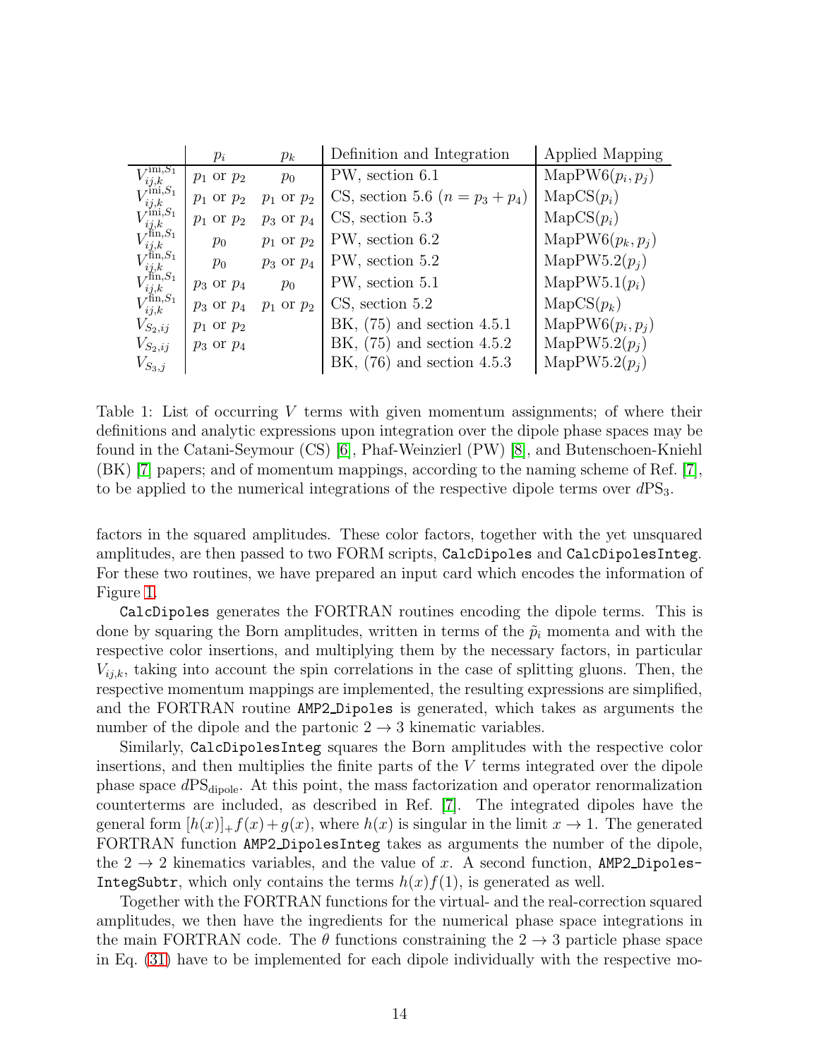| | $p_i$ | $p_k$ | Definition and Integration | Applied Mapping |
|---|---|---|---|---|
| $V_{ij,k}^{\text{ini},S_1}$ | $p_1$ or $p_2$ | $p_0$ | PW, section 6.1 | $\text{MapPW6}(p_i, p_j)$ |
| $V_{ij,k}^{\text{ini},S_1}$ | $p_1$ or $p_2$ | $p_1$ or $p_2$ | CS, section 5.6 ($n = p_3 + p_4$) | $\text{MapCS}(p_i)$ |
| $V_{ij,k}^{\text{ini},S_1}$ | $p_1$ or $p_2$ | $p_3$ or $p_4$ | CS, section 5.3 | $\text{MapCS}(p_i)$ |
| $V_{ij,k}^{\text{fin},S_1}$ | $p_0$ | $p_1$ or $p_2$ | PW, section 6.2 | $\text{MapPW6}(p_k, p_j)$ |
| $V_{ij,k}^{\text{fin},S_1}$ | $p_0$ | $p_3$ or $p_4$ | PW, section 5.2 | $\text{MapPW5.2}(p_j)$ |
| $V_{ij,k}^{\text{fin},S_1}$ | $p_3$ or $p_4$ | $p_0$ | PW, section 5.1 | $\text{MapPW5.1}(p_i)$ |
| $V_{ij,k}^{\text{fin},S_1}$ | $p_3$ or $p_4$ | $p_1$ or $p_2$ | CS, section 5.2 | $\text{MapCS}(p_k)$ |
| $V_{S_2,ij}$ | $p_1$ or $p_2$ | | BK, (75) and section 4.5.1 | $\text{MapPW6}(p_i, p_j)$ |
| $V_{S_2,ij}$ | $p_3$ or $p_4$ | | BK, (75) and section 4.5.2 | $\text{MapPW5.2}(p_j)$ |
| $V_{S_3,j}$ | | | BK, (76) and section 4.5.3 | $\text{MapPW5.2}(p_j)$ |

Table 1: List of occurring $V$ terms with given momentum assignments; of where their definitions and analytic expressions upon integration over the dipole phase spaces may be found in the Catani-Seymour (CS) [6], Phaf-Weinzierl (PW) [8], and Butenschoen-Kniehl (BK) [7] papers; and of momentum mappings, according to the naming scheme of Ref. [7], to be applied to the numerical integrations of the respective dipole terms over $d\text{PS}_3$.

factors in the squared amplitudes. These color factors, together with the yet unsquared amplitudes, are then passed to two FORM scripts, `CalcDipoles` and `CalcDipolesInteg`. For these two routines, we have prepared an input card which encodes the information of Figure 1.

`CalcDipoles` generates the FORTRAN routines encoding the dipole terms. This is done by squaring the Born amplitudes, written in terms of the $\tilde{p}_i$ momenta and with the respective color insertions, and multiplying them by the necessary factors, in particular $V_{ij,k}$, taking into account the spin correlations in the case of splitting gluons. Then, the respective momentum mappings are implemented, the resulting expressions are simplified, and the FORTRAN routine `AMP2_Dipoles` is generated, which takes as arguments the number of the dipole and the partonic $2 \to 3$ kinematic variables.

Similarly, `CalcDipolesInteg` squares the Born amplitudes with the respective color insertions, and then multiplies the finite parts of the $V$ terms integrated over the dipole phase space $d\text{PS}_{\text{dipole}}$. At this point, the mass factorization and operator renormalization counterterms are included, as described in Ref. [7]. The integrated dipoles have the general form $[h(x)]_+ f(x) + g(x)$, where $h(x)$ is singular in the limit $x \to 1$. The generated FORTRAN function `AMP2_DipolesInteg` takes as arguments the number of the dipole, the $2 \to 2$ kinematics variables, and the value of $x$. A second function, `AMP2_Dipoles-IntegSubtr`, which only contains the terms $h(x)f(1)$, is generated as well.

Together with the FORTRAN functions for the virtual- and the real-correction squared amplitudes, we then have the ingredients for the numerical phase space integrations in the main FORTRAN code. The $\theta$ functions constraining the $2 \to 3$ particle phase space in Eq. (31) have to be implemented for each dipole individually with the respective mo-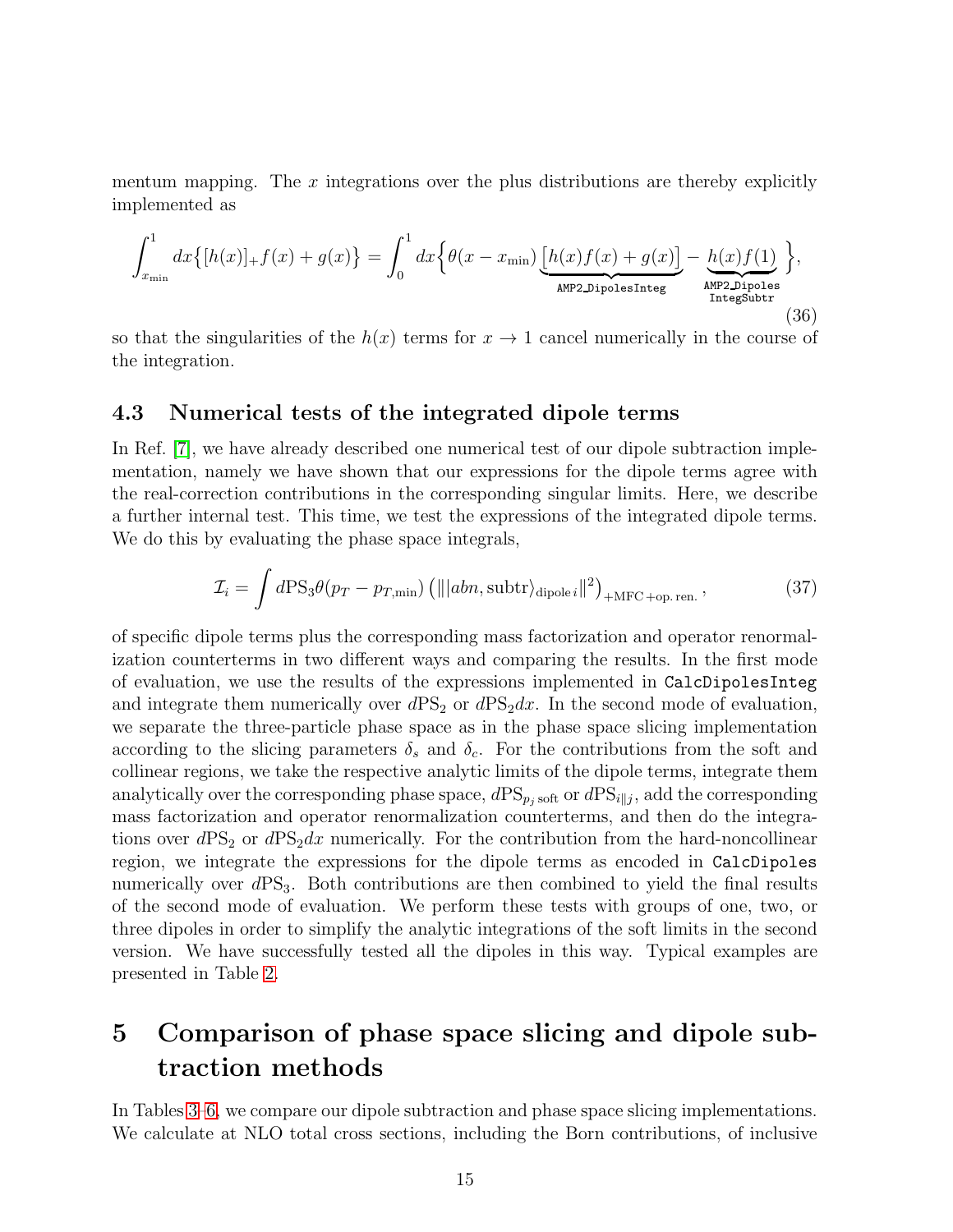mentum mapping. The $x$ integrations over the plus distributions are thereby explicitly implemented as

$$\int_{x_{\min}}^{1} dx \big\{ [h(x)]_+ f(x) + g(x) \big\} = \int_0^1 dx \Big\{ \theta(x - x_{\min}) \underbrace{\big[ h(x) f(x) + g(x) \big]}_{\texttt{AMP2\_DipolesInteg}} - \underbrace{h(x) f(1)}_{\substack{\texttt{AMP2\_Dipoles} \\ \texttt{IntegSubtr}}} \Big\}, \tag{36}$$

so that the singularities of the $h(x)$ terms for $x \to 1$ cancel numerically in the course of the integration.

### 4.3 Numerical tests of the integrated dipole terms

In Ref. [7], we have already described one numerical test of our dipole subtraction implementation, namely we have shown that our expressions for the dipole terms agree with the real-correction contributions in the corresponding singular limits. Here, we describe a further internal test. This time, we test the expressions of the integrated dipole terms. We do this by evaluating the phase space integrals,

$$\mathcal{I}_i = \int d\mathrm{PS}_3 \theta(p_T - p_{T,\min}) \left( \| |abn, \mathrm{subtr}\rangle_{\mathrm{dipole}\, i} \|^2 \right)_{+\mathrm{MFC} + \mathrm{op.\,ren.}}, \tag{37}$$

of specific dipole terms plus the corresponding mass factorization and operator renormalization counterterms in two different ways and comparing the results. In the first mode of evaluation, we use the results of the expressions implemented in `CalcDipolesInteg` and integrate them numerically over $d\mathrm{PS}_2$ or $d\mathrm{PS}_2 dx$. In the second mode of evaluation, we separate the three-particle phase space as in the phase space slicing implementation according to the slicing parameters $\delta_s$ and $\delta_c$. For the contributions from the soft and collinear regions, we take the respective analytic limits of the dipole terms, integrate them analytically over the corresponding phase space, $d\mathrm{PS}_{p_j\,\mathrm{soft}}$ or $d\mathrm{PS}_{i\|j}$, add the corresponding mass factorization and operator renormalization counterterms, and then do the integrations over $d\mathrm{PS}_2$ or $d\mathrm{PS}_2 dx$ numerically. For the contribution from the hard-noncollinear region, we integrate the expressions for the dipole terms as encoded in `CalcDipoles` numerically over $d\mathrm{PS}_3$. Both contributions are then combined to yield the final results of the second mode of evaluation. We perform these tests with groups of one, two, or three dipoles in order to simplify the analytic integrations of the soft limits in the second version. We have successfully tested all the dipoles in this way. Typical examples are presented in Table 2.

# 5 Comparison of phase space slicing and dipole subtraction methods

In Tables 3–6, we compare our dipole subtraction and phase space slicing implementations. We calculate at NLO total cross sections, including the Born contributions, of inclusive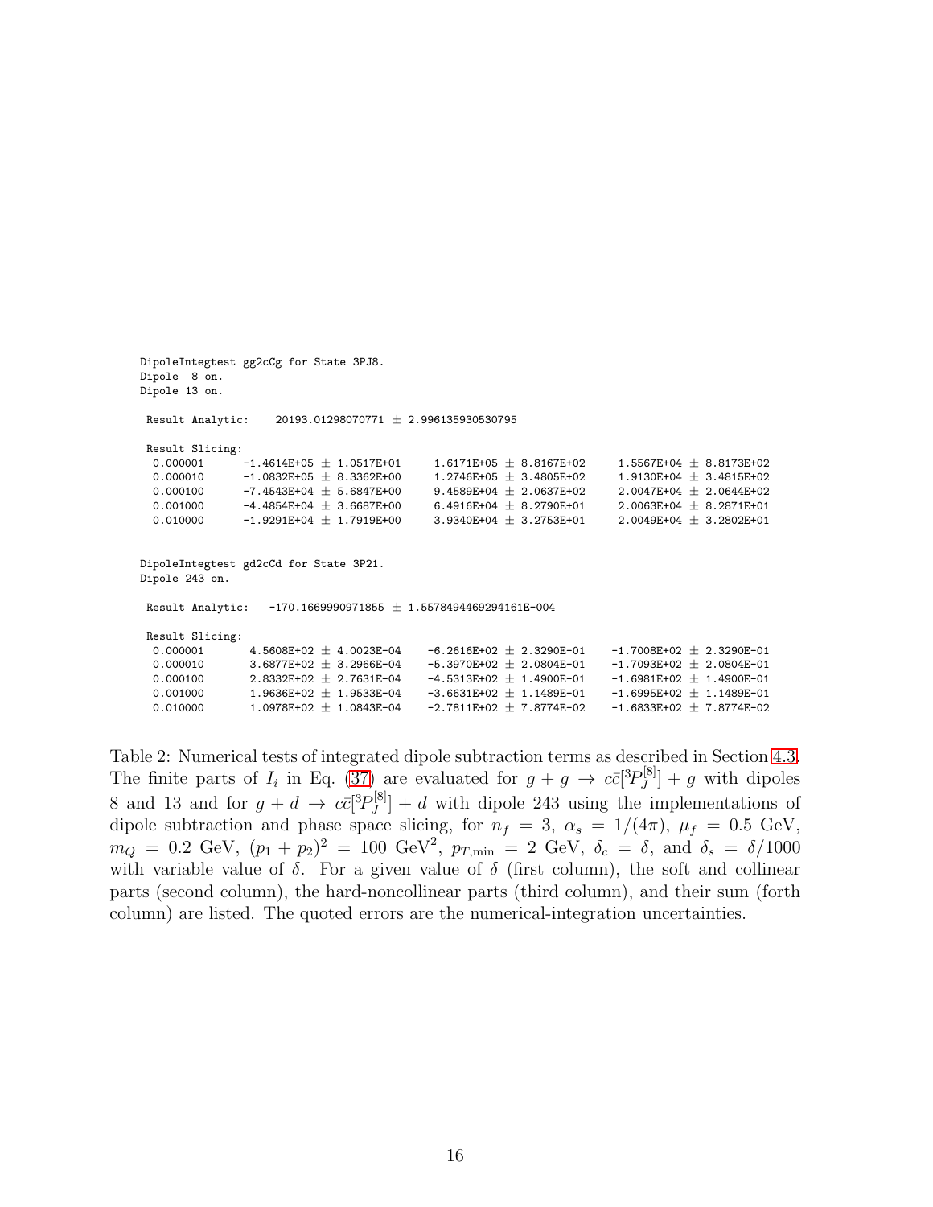```
DipoleIntegtest gg2cCg for State 3PJ8.
Dipole  8 on.
Dipole 13 on.

 Result Analytic:    20193.01298070771 ± 2.996135930530795

 Result Slicing:
  0.000001      -1.4614E+05 ± 1.0517E+01     1.6171E+05 ± 8.8167E+02     1.5567E+04 ± 8.8173E+02
  0.000010      -1.0832E+05 ± 8.3362E+00     1.2746E+05 ± 3.4805E+02     1.9130E+04 ± 3.4815E+02
  0.000100      -7.4543E+04 ± 5.6847E+00     9.4589E+04 ± 2.0637E+02     2.0047E+04 ± 2.0644E+02
  0.001000      -4.4854E+04 ± 3.6687E+00     6.4916E+04 ± 8.2790E+01     2.0063E+04 ± 8.2871E+01
  0.010000      -1.9291E+04 ± 1.7919E+00     3.9340E+04 ± 3.2753E+01     2.0049E+04 ± 3.2802E+01


DipoleIntegtest gd2cCd for State 3P21.
Dipole 243 on.

 Result Analytic:   -170.1669990971855 ± 1.5578494469294161E-004

 Result Slicing:
  0.000001       4.5608E+02 ± 4.0023E-04    -6.2616E+02 ± 2.3290E-01    -1.7008E+02 ± 2.3290E-01
  0.000010       3.6877E+02 ± 3.2966E-04    -5.3970E+02 ± 2.0804E-01    -1.7093E+02 ± 2.0804E-01
  0.000100       2.8332E+02 ± 2.7631E-04    -4.5313E+02 ± 1.4900E-01    -1.6981E+02 ± 1.4900E-01
  0.001000       1.9636E+02 ± 1.9533E-04    -3.6631E+02 ± 1.1489E-01    -1.6995E+02 ± 1.1489E-01
  0.010000       1.0978E+02 ± 1.0843E-04    -2.7811E+02 ± 7.8774E-02    -1.6833E+02 ± 7.8774E-02
```

Table 2: Numerical tests of integrated dipole subtraction terms as described in Section 4.3. The finite parts of $I_i$ in Eq. (37) are evaluated for $g + g \to c\bar{c}[^3P_J^{[8]}] + g$ with dipoles 8 and 13 and for $g + d \to c\bar{c}[^3P_J^{[8]}] + d$ with dipole 243 using the implementations of dipole subtraction and phase space slicing, for $n_f = 3$, $\alpha_s = 1/(4\pi)$, $\mu_f = 0.5$ GeV, $m_Q = 0.2$ GeV, $(p_1 + p_2)^2 = 100$ GeV$^2$, $p_{T,\mathrm{min}} = 2$ GeV, $\delta_c = \delta$, and $\delta_s = \delta/1000$ with variable value of $\delta$. For a given value of $\delta$ (first column), the soft and collinear parts (second column), the hard-noncollinear parts (third column), and their sum (forth column) are listed. The quoted errors are the numerical-integration uncertainties.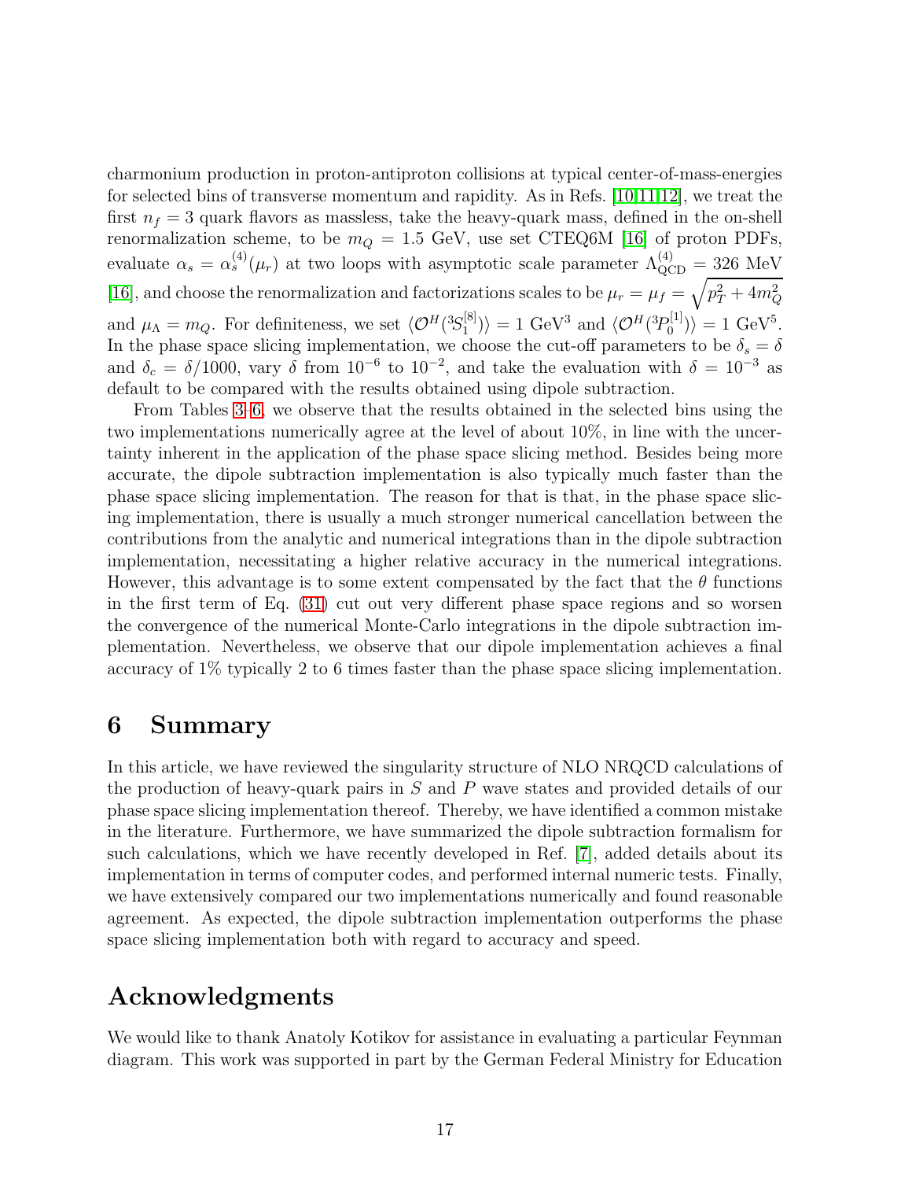charmonium production in proton-antiproton collisions at typical center-of-mass-energies for selected bins of transverse momentum and rapidity. As in Refs. [10,11,12], we treat the first $n_f = 3$ quark flavors as massless, take the heavy-quark mass, defined in the on-shell renormalization scheme, to be $m_Q = 1.5$ GeV, use set CTEQ6M [16] of proton PDFs, evaluate $\alpha_s = \alpha_s^{(4)}(\mu_r)$ at two loops with asymptotic scale parameter $\Lambda_{\rm QCD}^{(4)} = 326$ MeV [16], and choose the renormalization and factorizations scales to be $\mu_r = \mu_f = \sqrt{p_T^2 + 4m_Q^2}$ and $\mu_\Lambda = m_Q$. For definiteness, we set $\langle \mathcal{O}^H(^3S_1^{[8]})\rangle = 1$ GeV$^3$ and $\langle \mathcal{O}^H(^3P_0^{[1]})\rangle = 1$ GeV$^5$. In the phase space slicing implementation, we choose the cut-off parameters to be $\delta_s = \delta$ and $\delta_c = \delta/1000$, vary $\delta$ from $10^{-6}$ to $10^{-2}$, and take the evaluation with $\delta = 10^{-3}$ as default to be compared with the results obtained using dipole subtraction.

From Tables 3–6, we observe that the results obtained in the selected bins using the two implementations numerically agree at the level of about 10%, in line with the uncertainty inherent in the application of the phase space slicing method. Besides being more accurate, the dipole subtraction implementation is also typically much faster than the phase space slicing implementation. The reason for that is that, in the phase space slicing implementation, there is usually a much stronger numerical cancellation between the contributions from the analytic and numerical integrations than in the dipole subtraction implementation, necessitating a higher relative accuracy in the numerical integrations. However, this advantage is to some extent compensated by the fact that the $\theta$ functions in the first term of Eq. (31) cut out very different phase space regions and so worsen the convergence of the numerical Monte-Carlo integrations in the dipole subtraction implementation. Nevertheless, we observe that our dipole implementation achieves a final accuracy of 1% typically 2 to 6 times faster than the phase space slicing implementation.

# 6 Summary

In this article, we have reviewed the singularity structure of NLO NRQCD calculations of the production of heavy-quark pairs in $S$ and $P$ wave states and provided details of our phase space slicing implementation thereof. Thereby, we have identified a common mistake in the literature. Furthermore, we have summarized the dipole subtraction formalism for such calculations, which we have recently developed in Ref. [7], added details about its implementation in terms of computer codes, and performed internal numeric tests. Finally, we have extensively compared our two implementations numerically and found reasonable agreement. As expected, the dipole subtraction implementation outperforms the phase space slicing implementation both with regard to accuracy and speed.

# Acknowledgments

We would like to thank Anatoly Kotikov for assistance in evaluating a particular Feynman diagram. This work was supported in part by the German Federal Ministry for Education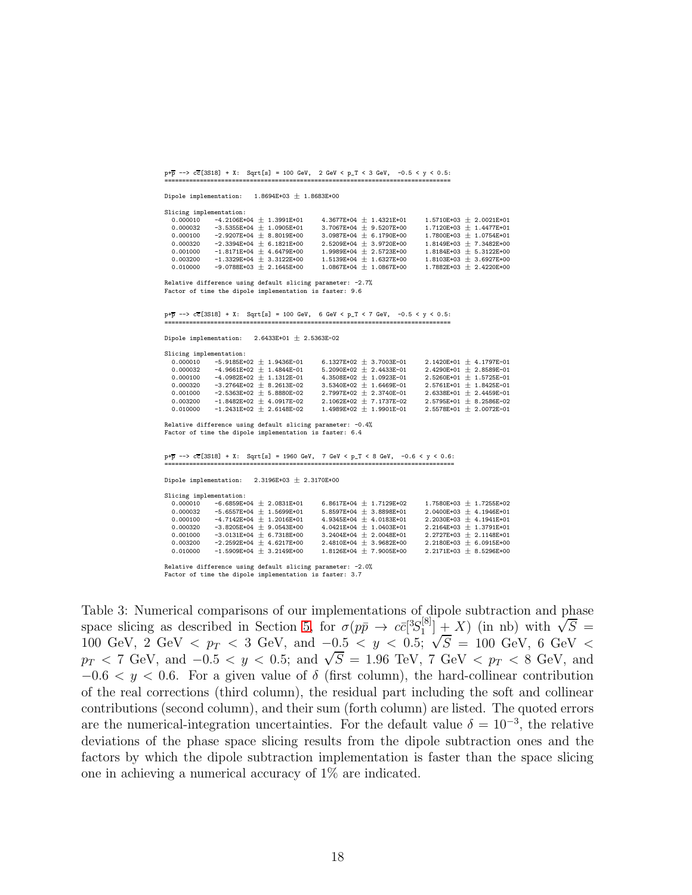```
p+p̄ --> cc̄[3S18] + X:  Sqrt[s] = 100 GeV,  2 GeV < p_T < 3 GeV,  -0.5 < y < 0.5:
================================================================================

Dipole implementation:   1.8694E+03 ± 1.8683E+00

Slicing implementation:
  0.000010    -4.2106E+04 ± 1.3991E+01     4.3677E+04 ± 1.4321E+01     1.5710E+03 ± 2.0021E+01
  0.000032    -3.5355E+04 ± 1.0905E+01     3.7067E+04 ± 9.5207E+00     1.7120E+03 ± 1.4477E+01
  0.000100    -2.9207E+04 ± 8.8019E+00     3.0987E+04 ± 6.1790E+00     1.7800E+03 ± 1.0754E+01
  0.000320    -2.3394E+04 ± 6.1821E+00     2.5209E+04 ± 3.9720E+00     1.8149E+03 ± 7.3482E+00
  0.001000    -1.8171E+04 ± 4.6479E+00     1.9989E+04 ± 2.5723E+00     1.8184E+03 ± 5.3122E+00
  0.003200    -1.3329E+04 ± 3.3122E+00     1.5139E+04 ± 1.6327E+00     1.8103E+03 ± 3.6927E+00
  0.010000    -9.0788E+03 ± 2.1645E+00     1.0867E+04 ± 1.0867E+00     1.7882E+03 ± 2.4220E+00

Relative difference using default slicing parameter: -2.7%
Factor of time the dipole implementation is faster: 9.6


p+p̄ --> cc̄[3S18] + X:  Sqrt[s] = 100 GeV,  6 GeV < p_T < 7 GeV,  -0.5 < y < 0.5:
================================================================================

Dipole implementation:   2.6433E+01 ± 2.5363E-02

Slicing implementation:
  0.000010    -5.9185E+02 ± 1.9436E-01     6.1327E+02 ± 3.7003E-01     2.1420E+01 ± 4.1797E-01
  0.000032    -4.9661E+02 ± 1.4844E-01     5.2090E+02 ± 2.4433E-01     2.4290E+01 ± 2.8589E-01
  0.000100    -4.0982E+02 ± 1.1312E-01     4.3508E+02 ± 1.0923E-01     2.5260E+01 ± 1.5725E-01
  0.000320    -3.2764E+02 ± 8.2613E-02     3.5340E+02 ± 1.6469E-01     2.5761E+01 ± 1.8425E-01
  0.001000    -2.5363E+02 ± 5.8880E-02     2.7997E+02 ± 2.3740E-01     2.6338E+01 ± 2.4459E-01
  0.003200    -1.8482E+02 ± 4.0917E-02     2.1062E+02 ± 7.1737E-02     2.5795E+01 ± 8.2586E-02
  0.010000    -1.2431E+02 ± 2.6148E-02     1.4989E+02 ± 1.9901E-01     2.5578E+01 ± 2.0072E-01

Relative difference using default slicing parameter: -0.4%
Factor of time the dipole implementation is faster: 6.4


p+p̄ --> cc̄[3S18] + X:  Sqrt[s] = 1960 GeV,  7 GeV < p_T < 8 GeV,  -0.6 < y < 0.6:
================================================================================

Dipole implementation:   2.3196E+03 ± 2.3170E+00

Slicing implementation:
  0.000010    -6.6859E+04 ± 2.0831E+01     6.8617E+04 ± 1.7129E+02     1.7580E+03 ± 1.7255E+02
  0.000032    -5.6557E+04 ± 1.5699E+01     5.8597E+04 ± 3.8898E+01     2.0400E+03 ± 4.1946E+01
  0.000100    -4.7142E+04 ± 1.2016E+01     4.9345E+04 ± 4.0183E+01     2.2030E+03 ± 4.1941E+01
  0.000320    -3.8205E+04 ± 9.0543E+00     4.0421E+04 ± 1.0403E+01     2.2164E+03 ± 1.3791E+01
  0.001000    -3.0131E+04 ± 6.7318E+00     3.2404E+04 ± 2.0048E+01     2.2727E+03 ± 2.1148E+01
  0.003200    -2.2592E+04 ± 4.6217E+00     2.4810E+04 ± 3.9682E+00     2.2180E+03 ± 6.0915E+00
  0.010000    -1.5909E+04 ± 3.2149E+00     1.8126E+04 ± 7.9005E+00     2.2171E+03 ± 8.5296E+00

Relative difference using default slicing parameter: -2.0%
Factor of time the dipole implementation is faster: 3.7
```

Table 3: Numerical comparisons of our implementations of dipole subtraction and phase space slicing as described in Section 5, for $\sigma(p\bar{p} \to c\bar{c}[^3S_1^{[8]}] + X)$ (in nb) with $\sqrt{S}$ = 100 GeV, 2 GeV $< p_T <$ 3 GeV, and $-0.5 < y < 0.5$; $\sqrt{S}$ = 100 GeV, 6 GeV $< p_T <$ 7 GeV, and $-0.5 < y < 0.5$; and $\sqrt{S}$ = 1.96 TeV, 7 GeV $< p_T <$ 8 GeV, and $-0.6 < y < 0.6$. For a given value of $\delta$ (first column), the hard-collinear contribution of the real corrections (third column), the residual part including the soft and collinear contributions (second column), and their sum (forth column) are listed. The quoted errors are the numerical-integration uncertainties. For the default value $\delta = 10^{-3}$, the relative deviations of the phase space slicing results from the dipole subtraction ones and the factors by which the dipole subtraction implementation is faster than the space slicing one in achieving a numerical accuracy of 1% are indicated.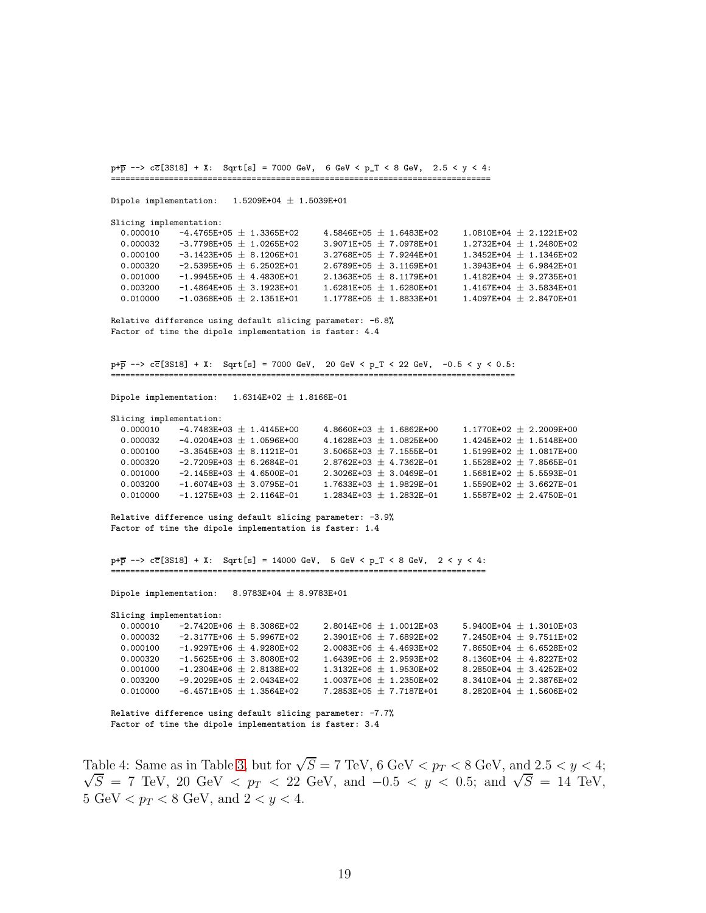```
p+p̄ --> cc̄[3S18] + X:  Sqrt[s] = 7000 GeV,  6 GeV < p_T < 8 GeV,  2.5 < y < 4:
==============================================================================

Dipole implementation:   1.5209E+04 ± 1.5039E+01

Slicing implementation:
  0.000010    -4.4765E+05 ± 1.3365E+02     4.5846E+05 ± 1.6483E+02     1.0810E+04 ± 2.1221E+02
  0.000032    -3.7798E+05 ± 1.0265E+02     3.9071E+05 ± 7.0978E+01     1.2732E+04 ± 1.2480E+02
  0.000100    -3.1423E+05 ± 8.1206E+01     3.2768E+05 ± 7.9244E+01     1.3452E+04 ± 1.1346E+02
  0.000320    -2.5395E+05 ± 6.2502E+01     2.6789E+05 ± 3.1169E+01     1.3943E+04 ± 6.9842E+01
  0.001000    -1.9945E+05 ± 4.4830E+01     2.1363E+05 ± 8.1179E+01     1.4182E+04 ± 9.2735E+01
  0.003200    -1.4864E+05 ± 3.1923E+01     1.6281E+05 ± 1.6280E+01     1.4167E+04 ± 3.5834E+01
  0.010000    -1.0368E+05 ± 2.1351E+01     1.1778E+05 ± 1.8833E+01     1.4097E+04 ± 2.8470E+01

Relative difference using default slicing parameter: -6.8%
Factor of time the dipole implementation is faster: 4.4


p+p̄ --> cc̄[3S18] + X:  Sqrt[s] = 7000 GeV,  20 GeV < p_T < 22 GeV,  -0.5 < y < 0.5:
====================================================================================

Dipole implementation:   1.6314E+02 ± 1.8166E-01

Slicing implementation:
  0.000010    -4.7483E+03 ± 1.4145E+00     4.8660E+03 ± 1.6862E+00     1.1770E+02 ± 2.2009E+00
  0.000032    -4.0204E+03 ± 1.0596E+00     4.1628E+03 ± 1.0825E+00     1.4245E+02 ± 1.5148E+00
  0.000100    -3.3545E+03 ± 8.1121E-01     3.5065E+03 ± 7.1555E-01     1.5199E+02 ± 1.0817E+00
  0.000320    -2.7209E+03 ± 6.2684E-01     2.8762E+03 ± 4.7362E-01     1.5528E+02 ± 7.8565E-01
  0.001000    -2.1458E+03 ± 4.6500E-01     2.3026E+03 ± 3.0469E-01     1.5681E+02 ± 5.5593E-01
  0.003200    -1.6074E+03 ± 3.0795E-01     1.7633E+03 ± 1.9829E-01     1.5590E+02 ± 3.6627E-01
  0.010000    -1.1275E+03 ± 2.1164E-01     1.2834E+03 ± 1.2832E-01     1.5587E+02 ± 2.4750E-01

Relative difference using default slicing parameter: -3.9%
Factor of time the dipole implementation is faster: 1.4


p+p̄ --> cc̄[3S18] + X:  Sqrt[s] = 14000 GeV,  5 GeV < p_T < 8 GeV,  2 < y < 4:
=============================================================================

Dipole implementation:   8.9783E+04 ± 8.9783E+01

Slicing implementation:
  0.000010    -2.7420E+06 ± 8.3086E+02     2.8014E+06 ± 1.0012E+03     5.9400E+04 ± 1.3010E+03
  0.000032    -2.3177E+06 ± 5.9967E+02     2.3901E+06 ± 7.6892E+02     7.2450E+04 ± 9.7511E+02
  0.000100    -1.9297E+06 ± 4.9280E+02     2.0083E+06 ± 4.4693E+02     7.8650E+04 ± 6.6528E+02
  0.000320    -1.5625E+06 ± 3.8080E+02     1.6439E+06 ± 2.9593E+02     8.1360E+04 ± 4.8227E+02
  0.001000    -1.2304E+06 ± 2.8138E+02     1.3132E+06 ± 1.9530E+02     8.2850E+04 ± 3.4252E+02
  0.003200    -9.2029E+05 ± 2.0434E+02     1.0037E+06 ± 1.2350E+02     8.3410E+04 ± 2.3876E+02
  0.010000    -6.4571E+05 ± 1.3564E+02     7.2853E+05 ± 7.7187E+01     8.2820E+04 ± 1.5606E+02

Relative difference using default slicing parameter: -7.7%
Factor of time the dipole implementation is faster: 3.4
```

Table 4: Same as in Table 3, but for $\sqrt{S} = 7$ TeV, 6 GeV $< p_T <$ 8 GeV, and $2.5 < y < 4$; $\sqrt{S} = 7$ TeV, 20 GeV $< p_T <$ 22 GeV, and $-0.5 < y < 0.5$; and $\sqrt{S} = 14$ TeV, 5 GeV $< p_T <$ 8 GeV, and $2 < y < 4$.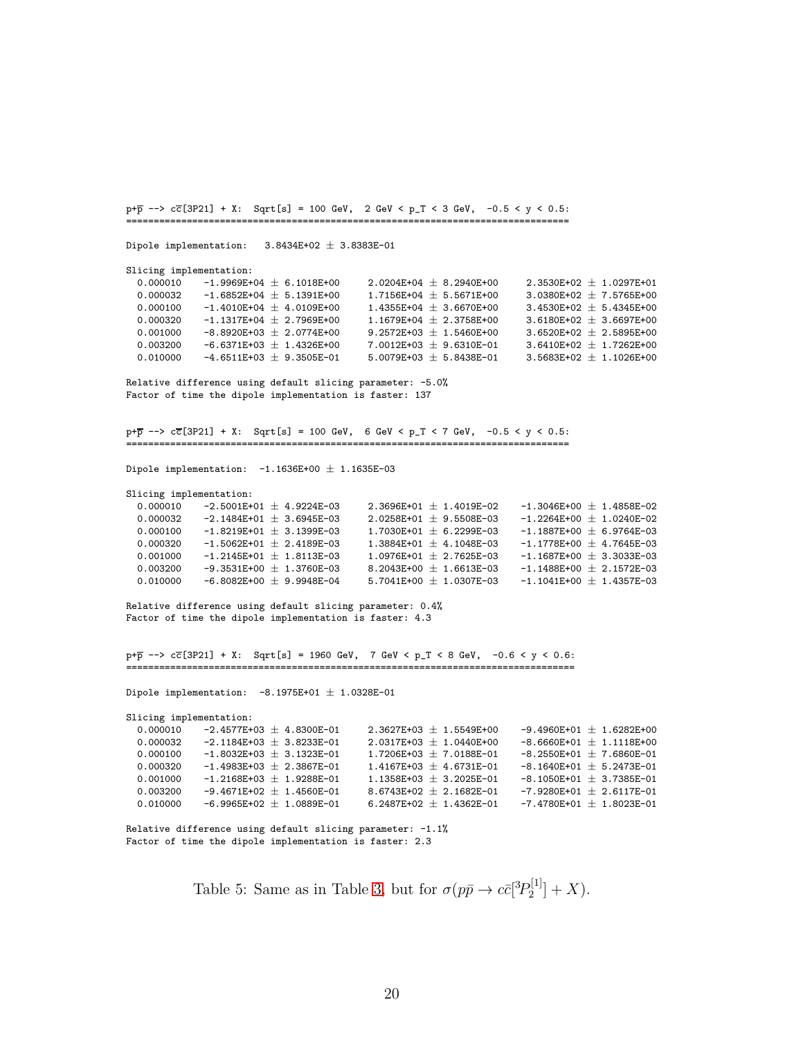```
p+p̄ --> cc̄[3P21] + X:  Sqrt[s] = 100 GeV,  2 GeV < p_T < 3 GeV,  -0.5 < y < 0.5:
================================================================================

Dipole implementation:   3.8434E+02 ± 3.8383E-01

Slicing implementation:
  0.000010    -1.9969E+04 ± 6.1018E+00     2.0204E+04 ± 8.2940E+00     2.3530E+02 ± 1.0297E+01
  0.000032    -1.6852E+04 ± 5.1391E+00     1.7156E+04 ± 5.5671E+00     3.0380E+02 ± 7.5765E+00
  0.000100    -1.4010E+04 ± 4.0109E+00     1.4355E+04 ± 3.6670E+00     3.4530E+02 ± 5.4345E+00
  0.000320    -1.1317E+04 ± 2.7969E+00     1.1679E+04 ± 2.3758E+00     3.6180E+02 ± 3.6697E+00
  0.001000    -8.8920E+03 ± 2.0774E+00     9.2572E+03 ± 1.5460E+00     3.6520E+02 ± 2.5895E+00
  0.003200    -6.6371E+03 ± 1.4326E+00     7.0012E+03 ± 9.6310E-01     3.6410E+02 ± 1.7262E+00
  0.010000    -4.6511E+03 ± 9.3505E-01     5.0079E+03 ± 5.8438E-01     3.5683E+02 ± 1.1026E+00

Relative difference using default slicing parameter: -5.0%
Factor of time the dipole implementation is faster: 137


p+p̄ --> cc̄[3P21] + X:  Sqrt[s] = 100 GeV,  6 GeV < p_T < 7 GeV,  -0.5 < y < 0.5:
================================================================================

Dipole implementation:  -1.1636E+00 ± 1.1635E-03

Slicing implementation:
  0.000010    -2.5001E+01 ± 4.9224E-03     2.3696E+01 ± 1.4019E-02    -1.3046E+00 ± 1.4858E-02
  0.000032    -2.1484E+01 ± 3.6945E-03     2.0258E+01 ± 9.5508E-03    -1.2264E+00 ± 1.0240E-02
  0.000100    -1.8219E+01 ± 3.1399E-03     1.7030E+01 ± 6.2299E-03    -1.1887E+00 ± 6.9764E-03
  0.000320    -1.5062E+01 ± 2.4189E-03     1.3884E+01 ± 4.1048E-03    -1.1778E+00 ± 4.7645E-03
  0.001000    -1.2145E+01 ± 1.8113E-03     1.0976E+01 ± 2.7625E-03    -1.1687E+00 ± 3.3033E-03
  0.003200    -9.3531E+00 ± 1.3760E-03     8.2043E+00 ± 1.6613E-03    -1.1488E+00 ± 2.1572E-03
  0.010000    -6.8082E+00 ± 9.9948E-04     5.7041E+00 ± 1.0307E-03    -1.1041E+00 ± 1.4357E-03

Relative difference using default slicing parameter: 0.4%
Factor of time the dipole implementation is faster: 4.3


p+p̄ --> cc̄[3P21] + X:  Sqrt[s] = 1960 GeV,  7 GeV < p_T < 8 GeV,  -0.6 < y < 0.6:
=================================================================================

Dipole implementation:  -8.1975E+01 ± 1.0328E-01

Slicing implementation:
  0.000010    -2.4577E+03 ± 4.8300E-01     2.3627E+03 ± 1.5549E+00    -9.4960E+01 ± 1.6282E+00
  0.000032    -2.1184E+03 ± 3.8233E-01     2.0317E+03 ± 1.0440E+00    -8.6660E+01 ± 1.1118E+00
  0.000100    -1.8032E+03 ± 3.1323E-01     1.7206E+03 ± 7.0188E-01    -8.2550E+01 ± 7.6860E-01
  0.000320    -1.4983E+03 ± 2.3867E-01     1.4167E+03 ± 4.6731E-01    -8.1640E+01 ± 5.2473E-01
  0.001000    -1.2168E+03 ± 1.9288E-01     1.1358E+03 ± 3.2025E-01    -8.1050E+01 ± 3.7385E-01
  0.003200    -9.4671E+02 ± 1.4560E-01     8.6743E+02 ± 2.1682E-01    -7.9280E+01 ± 2.6117E-01
  0.010000    -6.9965E+02 ± 1.0889E-01     6.2487E+02 ± 1.4362E-01    -7.4780E+01 ± 1.8023E-01

Relative difference using default slicing parameter: -1.1%
Factor of time the dipole implementation is faster: 2.3
```

Table 5: Same as in Table 3, but for $\sigma(p\bar{p} \to c\bar{c}[^3P_2^{[1]}] + X)$.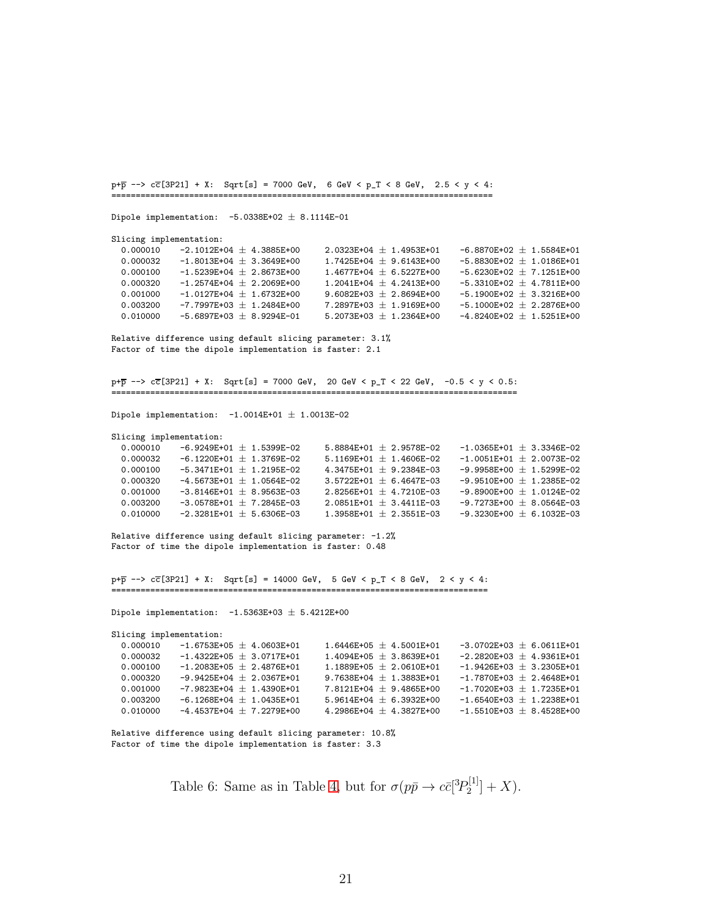```
p+p̄ --> cc̄[3P21] + X:  Sqrt[s] = 7000 GeV,  6 GeV < p_T < 8 GeV,  2.5 < y < 4:
==============================================================================

Dipole implementation:  -5.0338E+02 ± 8.1114E-01

Slicing implementation:
  0.000010    -2.1012E+04 ± 4.3885E+00     2.0323E+04 ± 1.4953E+01    -6.8870E+02 ± 1.5584E+01
  0.000032    -1.8013E+04 ± 3.3649E+00     1.7425E+04 ± 9.6143E+00    -5.8830E+02 ± 1.0186E+01
  0.000100    -1.5239E+04 ± 2.8673E+00     1.4677E+04 ± 6.5227E+00    -5.6230E+02 ± 7.1251E+00
  0.000320    -1.2574E+04 ± 2.2069E+00     1.2041E+04 ± 4.2413E+00    -5.3310E+02 ± 4.7811E+00
  0.001000    -1.0127E+04 ± 1.6732E+00     9.6082E+03 ± 2.8694E+00    -5.1900E+02 ± 3.3216E+00
  0.003200    -7.7997E+03 ± 1.2484E+00     7.2897E+03 ± 1.9169E+00    -5.1000E+02 ± 2.2876E+00
  0.010000    -5.6897E+03 ± 8.9294E-01     5.2073E+03 ± 1.2364E+00    -4.8240E+02 ± 1.5251E+00

Relative difference using default slicing parameter: 3.1%
Factor of time the dipole implementation is faster: 2.1


p+p̄ --> cc̄[3P21] + X:  Sqrt[s] = 7000 GeV,  20 GeV < p_T < 22 GeV,  -0.5 < y < 0.5:
==================================================================================

Dipole implementation:  -1.0014E+01 ± 1.0013E-02

Slicing implementation:
  0.000010    -6.9249E+01 ± 1.5399E-02     5.8884E+01 ± 2.9578E-02    -1.0365E+01 ± 3.3346E-02
  0.000032    -6.1220E+01 ± 1.3769E-02     5.1169E+01 ± 1.4606E-02    -1.0051E+01 ± 2.0073E-02
  0.000100    -5.3471E+01 ± 1.2195E-02     4.3475E+01 ± 9.2384E-03    -9.9958E+00 ± 1.5299E-02
  0.000320    -4.5673E+01 ± 1.0564E-02     3.5722E+01 ± 6.4647E-03    -9.9510E+00 ± 1.2385E-02
  0.001000    -3.8146E+01 ± 8.9563E-03     2.8256E+01 ± 4.7210E-03    -9.8900E+00 ± 1.0124E-02
  0.003200    -3.0578E+01 ± 7.2845E-03     2.0851E+01 ± 3.4411E-03    -9.7273E+00 ± 8.0564E-03
  0.010000    -2.3281E+01 ± 5.6306E-03     1.3958E+01 ± 2.3551E-03    -9.3230E+00 ± 6.1032E-03

Relative difference using default slicing parameter: -1.2%
Factor of time the dipole implementation is faster: 0.48


p+p̄ --> cc̄[3P21] + X:  Sqrt[s] = 14000 GeV,  5 GeV < p_T < 8 GeV,  2 < y < 4:
=============================================================================

Dipole implementation:  -1.5363E+03 ± 5.4212E+00

Slicing implementation:
  0.000010    -1.6753E+05 ± 4.0603E+01     1.6446E+05 ± 4.5001E+01    -3.0702E+03 ± 6.0611E+01
  0.000032    -1.4322E+05 ± 3.0717E+01     1.4094E+05 ± 3.8639E+01    -2.2820E+03 ± 4.9361E+01
  0.000100    -1.2083E+05 ± 2.4876E+01     1.1889E+05 ± 2.0610E+01    -1.9426E+03 ± 3.2305E+01
  0.000320    -9.9425E+04 ± 2.0367E+01     9.7638E+04 ± 1.3883E+01    -1.7870E+03 ± 2.4648E+01
  0.001000    -7.9823E+04 ± 1.4390E+01     7.8121E+04 ± 9.4865E+00    -1.7020E+03 ± 1.7235E+01
  0.003200    -6.1268E+04 ± 1.0435E+01     5.9614E+04 ± 6.3932E+00    -1.6540E+03 ± 1.2238E+01
  0.010000    -4.4537E+04 ± 7.2279E+00     4.2986E+04 ± 4.3827E+00    -1.5510E+03 ± 8.4528E+00

Relative difference using default slicing parameter: 10.8%
Factor of time the dipole implementation is faster: 3.3
```

Table 6: Same as in Table 4, but for $\sigma(p\bar{p} \to c\bar{c}[^3P_2^{[1]}] + X)$.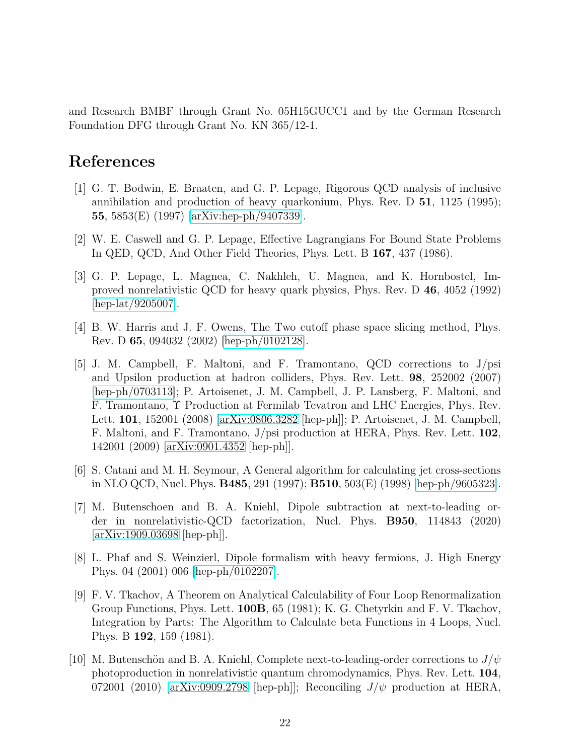and Research BMBF through Grant No. 05H15GUCC1 and by the German Research Foundation DFG through Grant No. KN 365/12-1.

# References

[1] G. T. Bodwin, E. Braaten, and G. P. Lepage, Rigorous QCD analysis of inclusive annihilation and production of heavy quarkonium, Phys. Rev. D **51**, 1125 (1995); **55**, 5853(E) (1997) [arXiv:hep-ph/9407339].

[2] W. E. Caswell and G. P. Lepage, Effective Lagrangians For Bound State Problems In QED, QCD, And Other Field Theories, Phys. Lett. B **167**, 437 (1986).

[3] G. P. Lepage, L. Magnea, C. Nakhleh, U. Magnea, and K. Hornbostel, Improved nonrelativistic QCD for heavy quark physics, Phys. Rev. D **46**, 4052 (1992) [hep-lat/9205007].

[4] B. W. Harris and J. F. Owens, The Two cutoff phase space slicing method, Phys. Rev. D **65**, 094032 (2002) [hep-ph/0102128].

[5] J. M. Campbell, F. Maltoni, and F. Tramontano, QCD corrections to J/psi and Upsilon production at hadron colliders, Phys. Rev. Lett. **98**, 252002 (2007) [hep-ph/0703113]; P. Artoisenet, J. M. Campbell, J. P. Lansberg, F. Maltoni, and F. Tramontano, $\Upsilon$ Production at Fermilab Tevatron and LHC Energies, Phys. Rev. Lett. **101**, 152001 (2008) [arXiv:0806.3282 [hep-ph]]; P. Artoisenet, J. M. Campbell, F. Maltoni, and F. Tramontano, J/psi production at HERA, Phys. Rev. Lett. **102**, 142001 (2009) [arXiv:0901.4352 [hep-ph]].

[6] S. Catani and M. H. Seymour, A General algorithm for calculating jet cross-sections in NLO QCD, Nucl. Phys. **B485**, 291 (1997); **B510**, 503(E) (1998) [hep-ph/9605323].

[7] M. Butenschoen and B. A. Kniehl, Dipole subtraction at next-to-leading order in nonrelativistic-QCD factorization, Nucl. Phys. **B950**, 114843 (2020) [arXiv:1909.03698 [hep-ph]].

[8] L. Phaf and S. Weinzierl, Dipole formalism with heavy fermions, J. High Energy Phys. 04 (2001) 006 [hep-ph/0102207].

[9] F. V. Tkachov, A Theorem on Analytical Calculability of Four Loop Renormalization Group Functions, Phys. Lett. **100B**, 65 (1981); K. G. Chetyrkin and F. V. Tkachov, Integration by Parts: The Algorithm to Calculate beta Functions in 4 Loops, Nucl. Phys. B **192**, 159 (1981).

[10] M. Butenschön and B. A. Kniehl, Complete next-to-leading-order corrections to $J/\psi$ photoproduction in nonrelativistic quantum chromodynamics, Phys. Rev. Lett. **104**, 072001 (2010) [arXiv:0909.2798 [hep-ph]]; Reconciling $J/\psi$ production at HERA,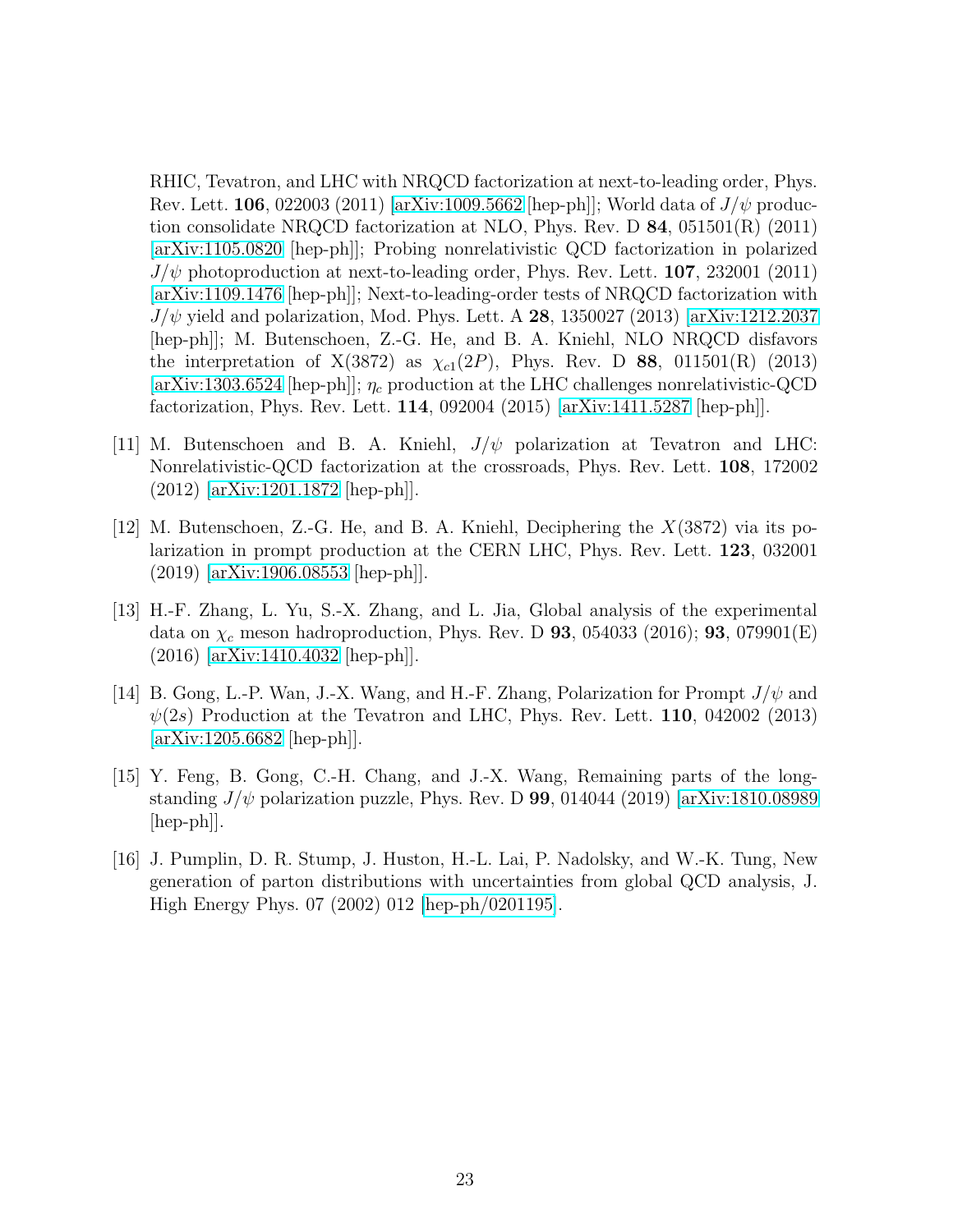RHIC, Tevatron, and LHC with NRQCD factorization at next-to-leading order, Phys. Rev. Lett. **106**, 022003 (2011) [arXiv:1009.5662 [hep-ph]]; World data of $J/\psi$ production consolidate NRQCD factorization at NLO, Phys. Rev. D **84**, 051501(R) (2011) [arXiv:1105.0820 [hep-ph]]; Probing nonrelativistic QCD factorization in polarized $J/\psi$ photoproduction at next-to-leading order, Phys. Rev. Lett. **107**, 232001 (2011) [arXiv:1109.1476 [hep-ph]]; Next-to-leading-order tests of NRQCD factorization with $J/\psi$ yield and polarization, Mod. Phys. Lett. A **28**, 1350027 (2013) [arXiv:1212.2037 [hep-ph]]; M. Butenschoen, Z.-G. He, and B. A. Kniehl, NLO NRQCD disfavors the interpretation of X(3872) as $\chi_{c1}(2P)$, Phys. Rev. D **88**, 011501(R) (2013) [arXiv:1303.6524 [hep-ph]]; $\eta_c$ production at the LHC challenges nonrelativistic-QCD factorization, Phys. Rev. Lett. **114**, 092004 (2015) [arXiv:1411.5287 [hep-ph]].

[11] M. Butenschoen and B. A. Kniehl, $J/\psi$ polarization at Tevatron and LHC: Nonrelativistic-QCD factorization at the crossroads, Phys. Rev. Lett. **108**, 172002 (2012) [arXiv:1201.1872 [hep-ph]].

[12] M. Butenschoen, Z.-G. He, and B. A. Kniehl, Deciphering the $X(3872)$ via its polarization in prompt production at the CERN LHC, Phys. Rev. Lett. **123**, 032001 (2019) [arXiv:1906.08553 [hep-ph]].

[13] H.-F. Zhang, L. Yu, S.-X. Zhang, and L. Jia, Global analysis of the experimental data on $\chi_c$ meson hadroproduction, Phys. Rev. D **93**, 054033 (2016); **93**, 079901(E) (2016) [arXiv:1410.4032 [hep-ph]].

[14] B. Gong, L.-P. Wan, J.-X. Wang, and H.-F. Zhang, Polarization for Prompt $J/\psi$ and $\psi(2s)$ Production at the Tevatron and LHC, Phys. Rev. Lett. **110**, 042002 (2013) [arXiv:1205.6682 [hep-ph]].

[15] Y. Feng, B. Gong, C.-H. Chang, and J.-X. Wang, Remaining parts of the long-standing $J/\psi$ polarization puzzle, Phys. Rev. D **99**, 014044 (2019) [arXiv:1810.08989 [hep-ph]].

[16] J. Pumplin, D. R. Stump, J. Huston, H.-L. Lai, P. Nadolsky, and W.-K. Tung, New generation of parton distributions with uncertainties from global QCD analysis, J. High Energy Phys. 07 (2002) 012 [hep-ph/0201195].